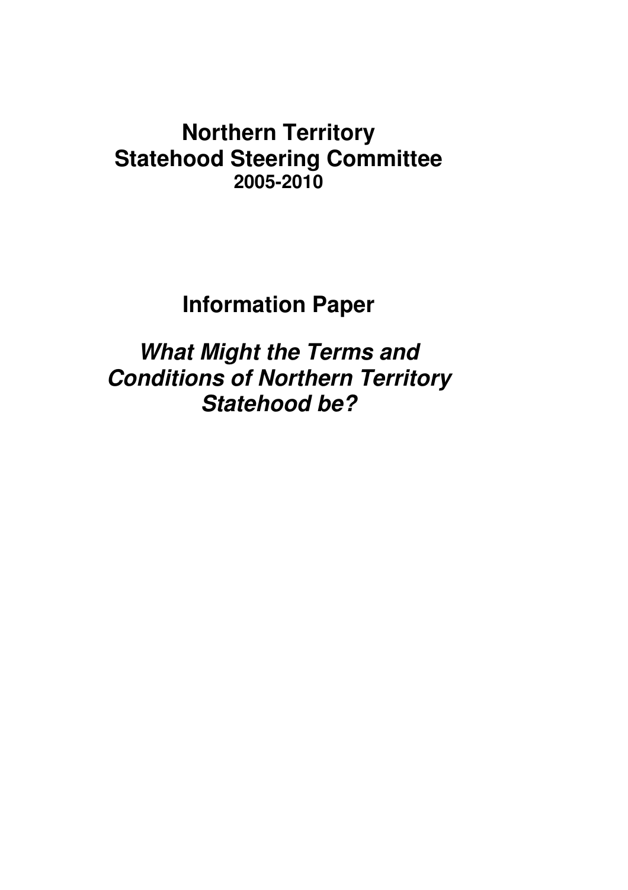# Northern Territory Statehood Steering Committee

**2005-2010**

## Information Paper

## ***What Might the Terms and Conditions of Northern Territory Statehood be?***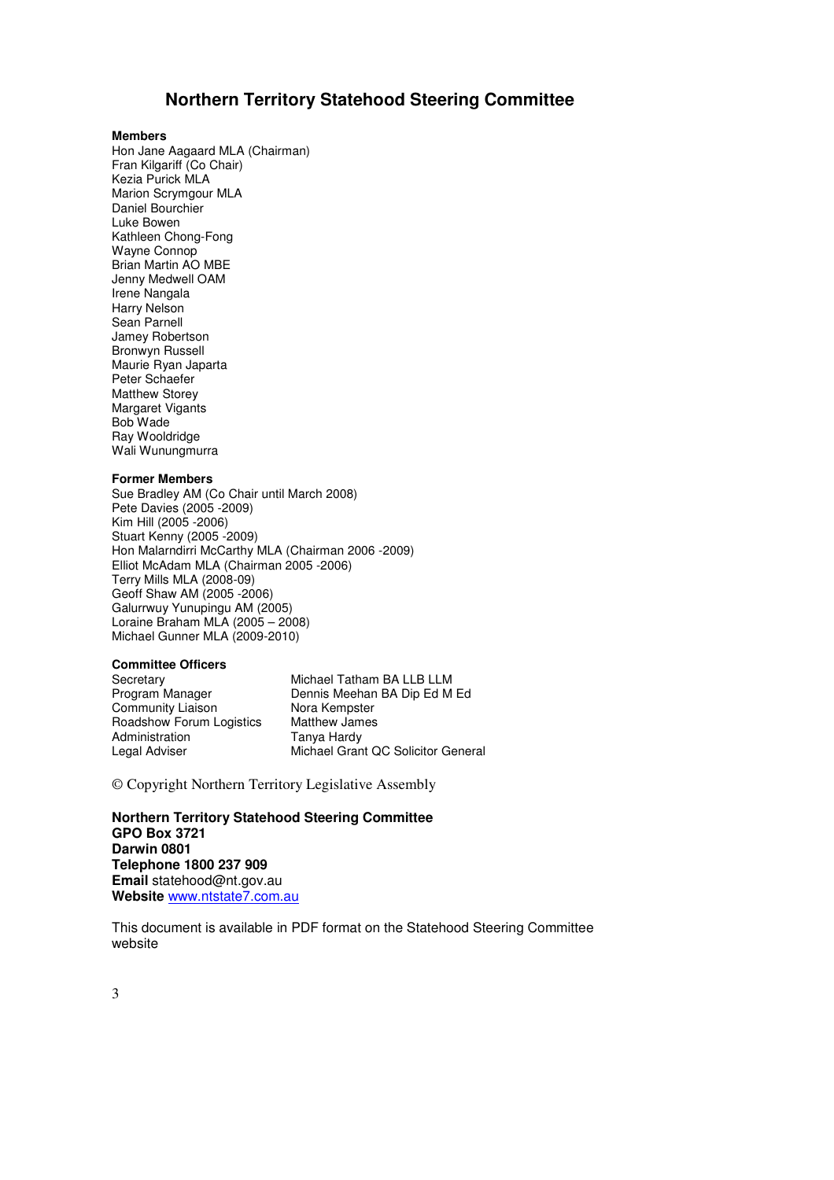# Northern Territory Statehood Steering Committee

**Members**

Hon Jane Aagaard MLA (Chairman)
Fran Kilgariff (Co Chair)
Kezia Purick MLA
Marion Scrymgour MLA
Daniel Bourchier
Luke Bowen
Kathleen Chong-Fong
Wayne Connop
Brian Martin AO MBE
Jenny Medwell OAM
Irene Nangala
Harry Nelson
Sean Parnell
Jamey Robertson
Bronwyn Russell
Maurie Ryan Japarta
Peter Schaefer
Matthew Storey
Margaret Vigants
Bob Wade
Ray Wooldridge
Wali Wunungmurra

**Former Members**

Sue Bradley AM (Co Chair until March 2008)
Pete Davies (2005 -2009)
Kim Hill (2005 -2006)
Stuart Kenny (2005 -2009)
Hon Malarndirri McCarthy MLA (Chairman 2006 -2009)
Elliot McAdam MLA (Chairman 2005 -2006)
Terry Mills MLA (2008-09)
Geoff Shaw AM (2005 -2006)
Galurrwuy Yunupingu AM (2005)
Loraine Braham MLA (2005 – 2008)
Michael Gunner MLA (2009-2010)

**Committee Officers**

| | |
|---|---|
| Secretary | Michael Tatham BA LLB LLM |
| Program Manager | Dennis Meehan BA Dip Ed M Ed |
| Community Liaison | Nora Kempster |
| Roadshow Forum Logistics | Matthew James |
| Administration | Tanya Hardy |
| Legal Adviser | Michael Grant QC Solicitor General |

© Copyright Northern Territory Legislative Assembly

**Northern Territory Statehood Steering Committee**
**GPO Box 3721**
**Darwin 0801**
**Telephone 1800 237 909**
**Email** statehood@nt.gov.au
**Website** www.ntstate7.com.au

This document is available in PDF format on the Statehood Steering Committee website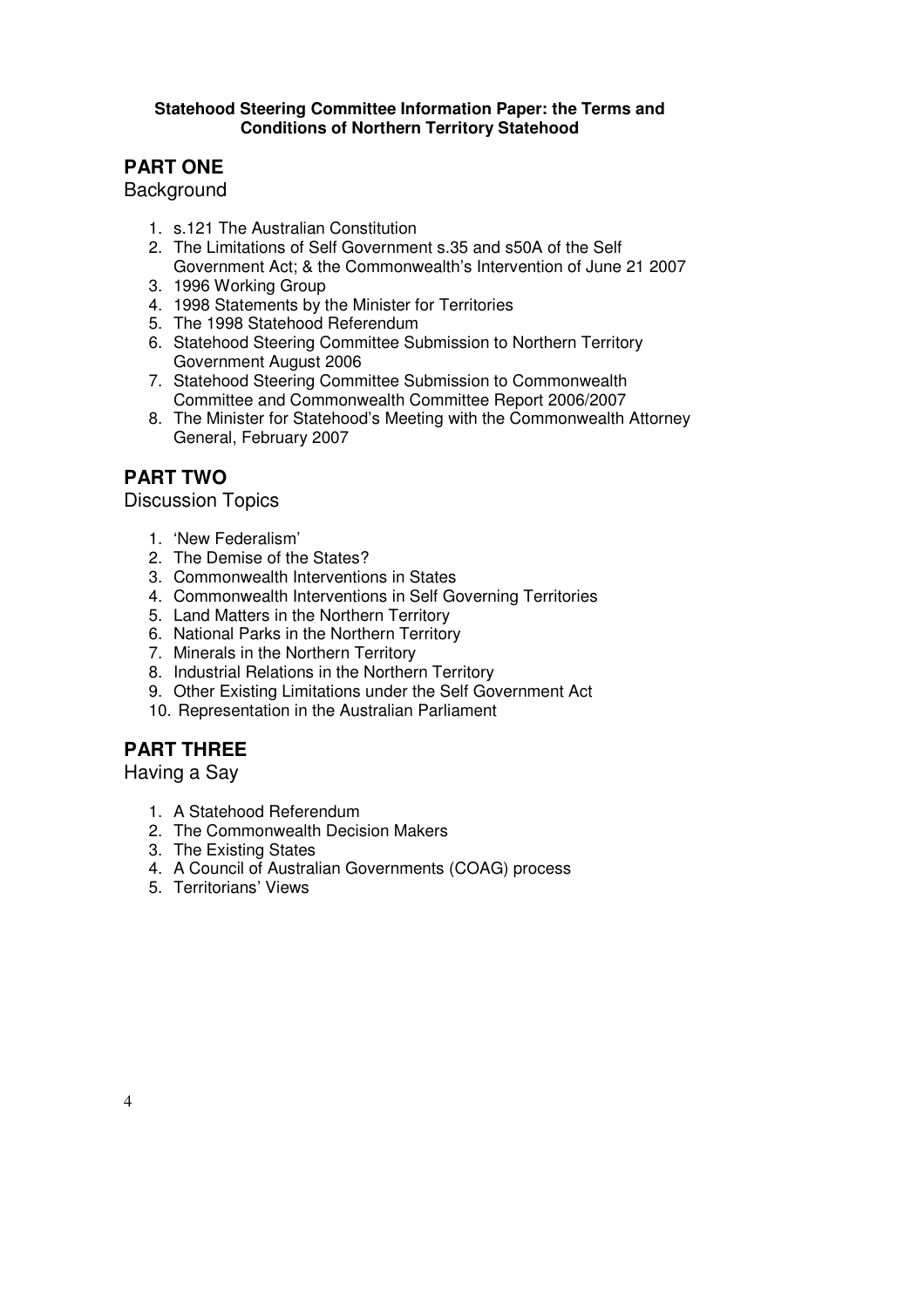**Statehood Steering Committee Information Paper: the Terms and Conditions of Northern Territory Statehood**

## PART ONE

Background

1. s.121 The Australian Constitution
2. The Limitations of Self Government s.35 and s50A of the Self Government Act; & the Commonwealth's Intervention of June 21 2007
3. 1996 Working Group
4. 1998 Statements by the Minister for Territories
5. The 1998 Statehood Referendum
6. Statehood Steering Committee Submission to Northern Territory Government August 2006
7. Statehood Steering Committee Submission to Commonwealth Committee and Commonwealth Committee Report 2006/2007
8. The Minister for Statehood's Meeting with the Commonwealth Attorney General, February 2007

## PART TWO

Discussion Topics

1. 'New Federalism'
2. The Demise of the States?
3. Commonwealth Interventions in States
4. Commonwealth Interventions in Self Governing Territories
5. Land Matters in the Northern Territory
6. National Parks in the Northern Territory
7. Minerals in the Northern Territory
8. Industrial Relations in the Northern Territory
9. Other Existing Limitations under the Self Government Act
10. Representation in the Australian Parliament

## PART THREE

Having a Say

1. A Statehood Referendum
2. The Commonwealth Decision Makers
3. The Existing States
4. A Council of Australian Governments (COAG) process
5. Territorians' Views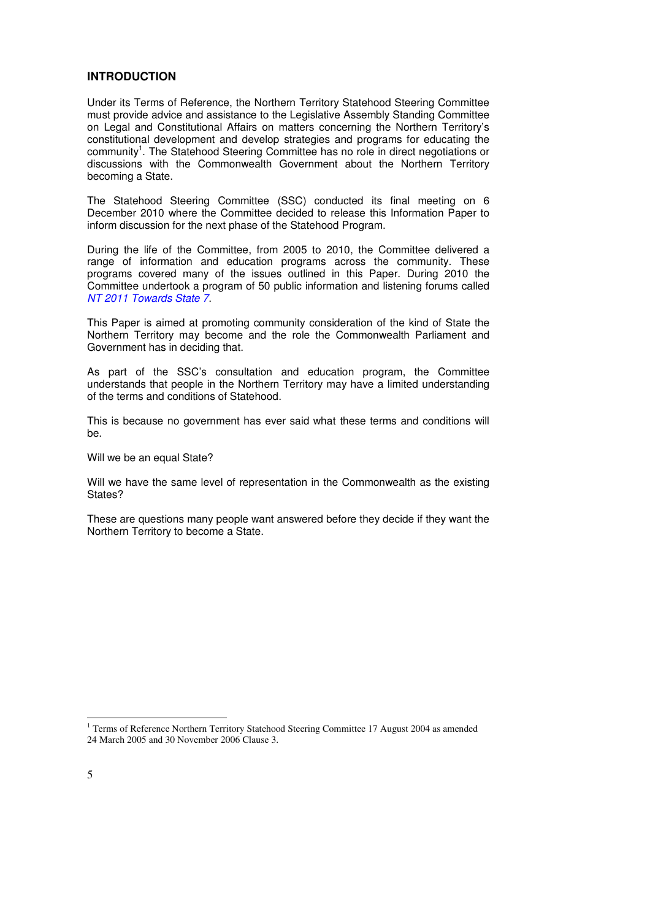## INTRODUCTION

Under its Terms of Reference, the Northern Territory Statehood Steering Committee must provide advice and assistance to the Legislative Assembly Standing Committee on Legal and Constitutional Affairs on matters concerning the Northern Territory's constitutional development and develop strategies and programs for educating the community[1]. The Statehood Steering Committee has no role in direct negotiations or discussions with the Commonwealth Government about the Northern Territory becoming a State.

The Statehood Steering Committee (SSC) conducted its final meeting on 6 December 2010 where the Committee decided to release this Information Paper to inform discussion for the next phase of the Statehood Program.

During the life of the Committee, from 2005 to 2010, the Committee delivered a range of information and education programs across the community. These programs covered many of the issues outlined in this Paper. During 2010 the Committee undertook a program of 50 public information and listening forums called *NT 2011 Towards State 7*.

This Paper is aimed at promoting community consideration of the kind of State the Northern Territory may become and the role the Commonwealth Parliament and Government has in deciding that.

As part of the SSC's consultation and education program, the Committee understands that people in the Northern Territory may have a limited understanding of the terms and conditions of Statehood.

This is because no government has ever said what these terms and conditions will be.

Will we be an equal State?

Will we have the same level of representation in the Commonwealth as the existing States?

These are questions many people want answered before they decide if they want the Northern Territory to become a State.

---

[1] Terms of Reference Northern Territory Statehood Steering Committee 17 August 2004 as amended 24 March 2005 and 30 November 2006 Clause 3.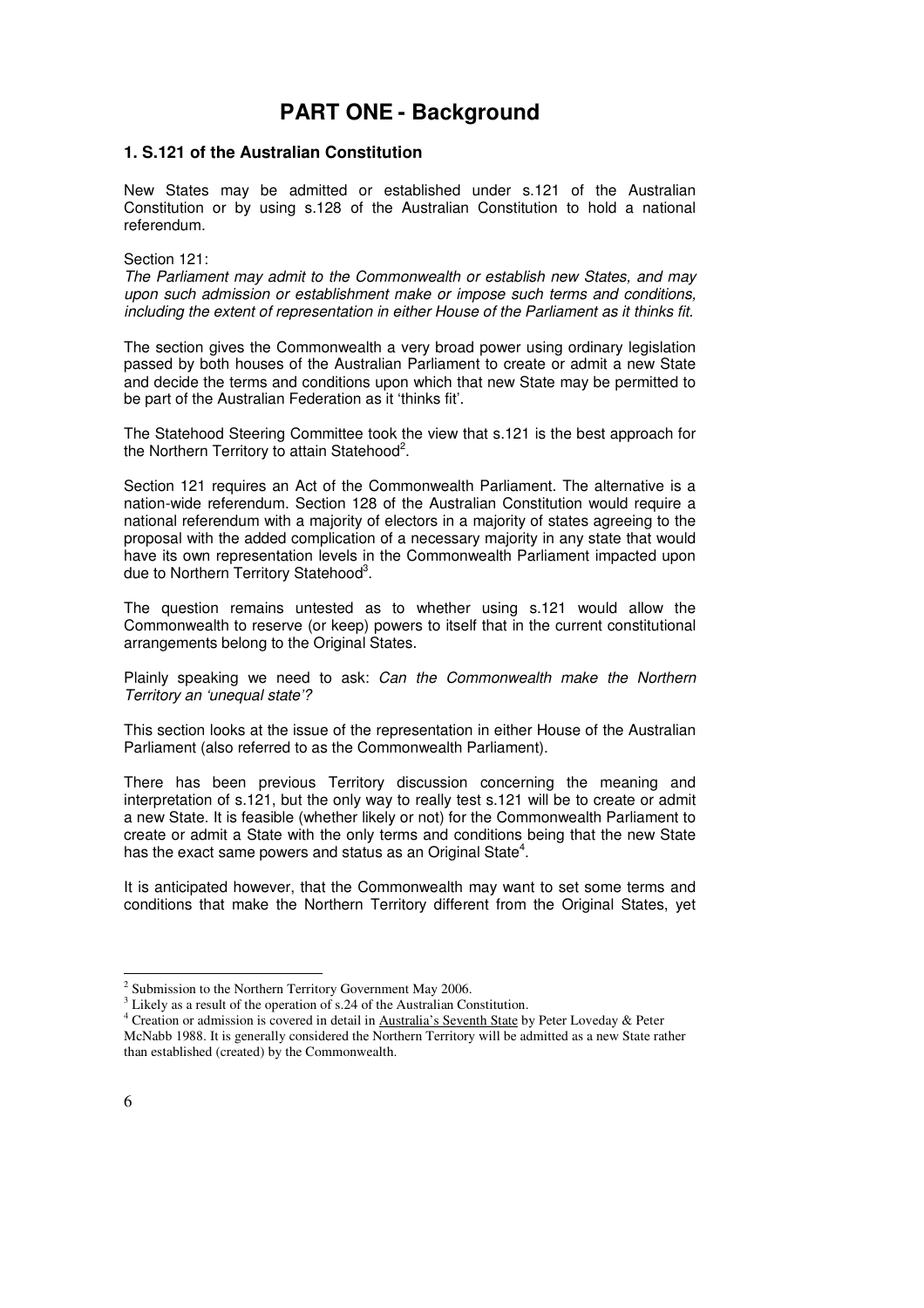# PART ONE - Background

## 1. S.121 of the Australian Constitution

New States may be admitted or established under s.121 of the Australian Constitution or by using s.128 of the Australian Constitution to hold a national referendum.

Section 121:
*The Parliament may admit to the Commonwealth or establish new States, and may upon such admission or establishment make or impose such terms and conditions, including the extent of representation in either House of the Parliament as it thinks fit.*

The section gives the Commonwealth a very broad power using ordinary legislation passed by both houses of the Australian Parliament to create or admit a new State and decide the terms and conditions upon which that new State may be permitted to be part of the Australian Federation as it 'thinks fit'.

The Statehood Steering Committee took the view that s.121 is the best approach for the Northern Territory to attain Statehood[2].

Section 121 requires an Act of the Commonwealth Parliament. The alternative is a nation-wide referendum. Section 128 of the Australian Constitution would require a national referendum with a majority of electors in a majority of states agreeing to the proposal with the added complication of a necessary majority in any state that would have its own representation levels in the Commonwealth Parliament impacted upon due to Northern Territory Statehood[3].

The question remains untested as to whether using s.121 would allow the Commonwealth to reserve (or keep) powers to itself that in the current constitutional arrangements belong to the Original States.

Plainly speaking we need to ask: *Can the Commonwealth make the Northern Territory an 'unequal state'?*

This section looks at the issue of the representation in either House of the Australian Parliament (also referred to as the Commonwealth Parliament).

There has been previous Territory discussion concerning the meaning and interpretation of s.121, but the only way to really test s.121 will be to create or admit a new State. It is feasible (whether likely or not) for the Commonwealth Parliament to create or admit a State with the only terms and conditions being that the new State has the exact same powers and status as an Original State[4].

It is anticipated however, that the Commonwealth may want to set some terms and conditions that make the Northern Territory different from the Original States, yet

---

[2] Submission to the Northern Territory Government May 2006.

[3] Likely as a result of the operation of s.24 of the Australian Constitution.

[4] Creation or admission is covered in detail in Australia's Seventh State by Peter Loveday & Peter McNabb 1988. It is generally considered the Northern Territory will be admitted as a new State rather than established (created) by the Commonwealth.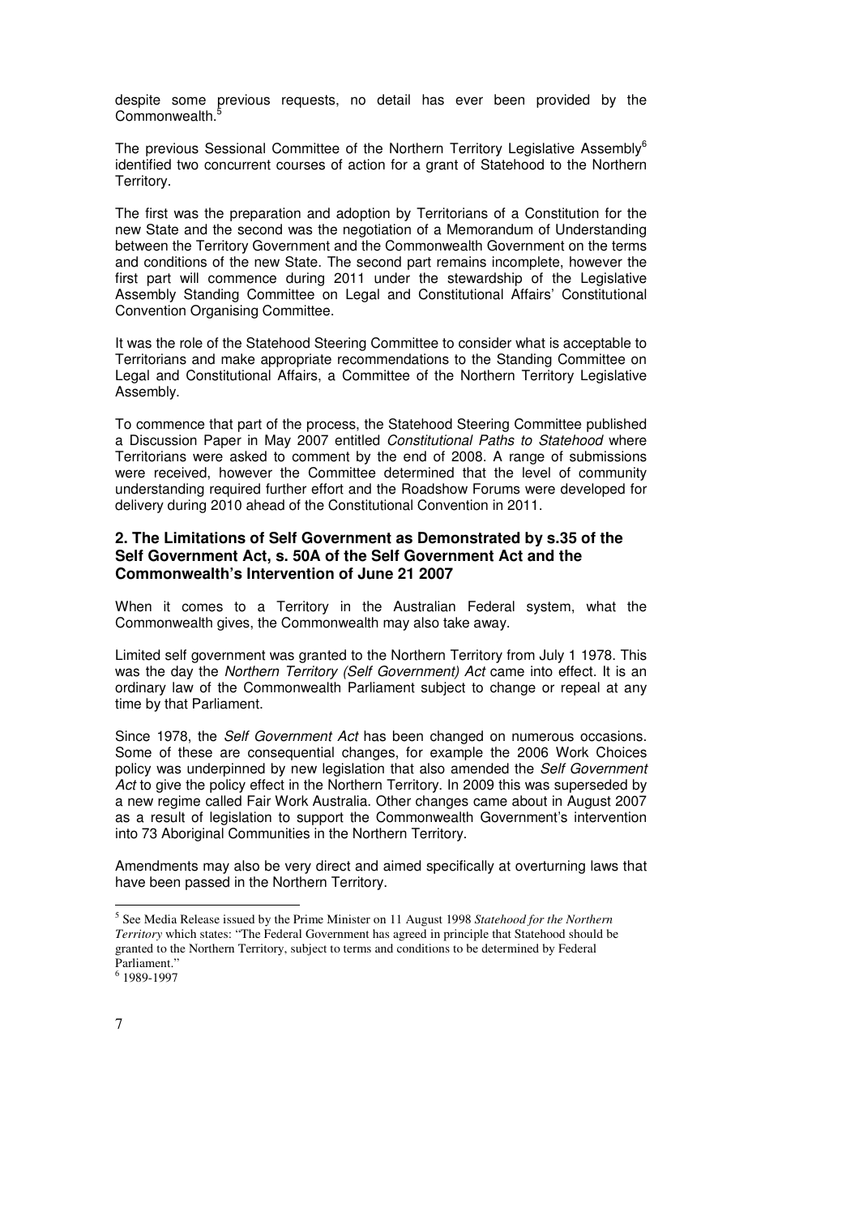despite some previous requests, no detail has ever been provided by the Commonwealth.[5]

The previous Sessional Committee of the Northern Territory Legislative Assembly[6] identified two concurrent courses of action for a grant of Statehood to the Northern Territory.

The first was the preparation and adoption by Territorians of a Constitution for the new State and the second was the negotiation of a Memorandum of Understanding between the Territory Government and the Commonwealth Government on the terms and conditions of the new State. The second part remains incomplete, however the first part will commence during 2011 under the stewardship of the Legislative Assembly Standing Committee on Legal and Constitutional Affairs' Constitutional Convention Organising Committee.

It was the role of the Statehood Steering Committee to consider what is acceptable to Territorians and make appropriate recommendations to the Standing Committee on Legal and Constitutional Affairs, a Committee of the Northern Territory Legislative Assembly.

To commence that part of the process, the Statehood Steering Committee published a Discussion Paper in May 2007 entitled *Constitutional Paths to Statehood* where Territorians were asked to comment by the end of 2008. A range of submissions were received, however the Committee determined that the level of community understanding required further effort and the Roadshow Forums were developed for delivery during 2010 ahead of the Constitutional Convention in 2011.

## 2. The Limitations of Self Government as Demonstrated by s.35 of the Self Government Act, s. 50A of the Self Government Act and the Commonwealth's Intervention of June 21 2007

When it comes to a Territory in the Australian Federal system, what the Commonwealth gives, the Commonwealth may also take away.

Limited self government was granted to the Northern Territory from July 1 1978. This was the day the *Northern Territory (Self Government) Act* came into effect. It is an ordinary law of the Commonwealth Parliament subject to change or repeal at any time by that Parliament.

Since 1978, the *Self Government Act* has been changed on numerous occasions. Some of these are consequential changes, for example the 2006 Work Choices policy was underpinned by new legislation that also amended the *Self Government Act* to give the policy effect in the Northern Territory. In 2009 this was superseded by a new regime called Fair Work Australia. Other changes came about in August 2007 as a result of legislation to support the Commonwealth Government's intervention into 73 Aboriginal Communities in the Northern Territory.

Amendments may also be very direct and aimed specifically at overturning laws that have been passed in the Northern Territory.

---

[5] See Media Release issued by the Prime Minister on 11 August 1998 *Statehood for the Northern Territory* which states: "The Federal Government has agreed in principle that Statehood should be granted to the Northern Territory, subject to terms and conditions to be determined by Federal Parliament."

[6] 1989-1997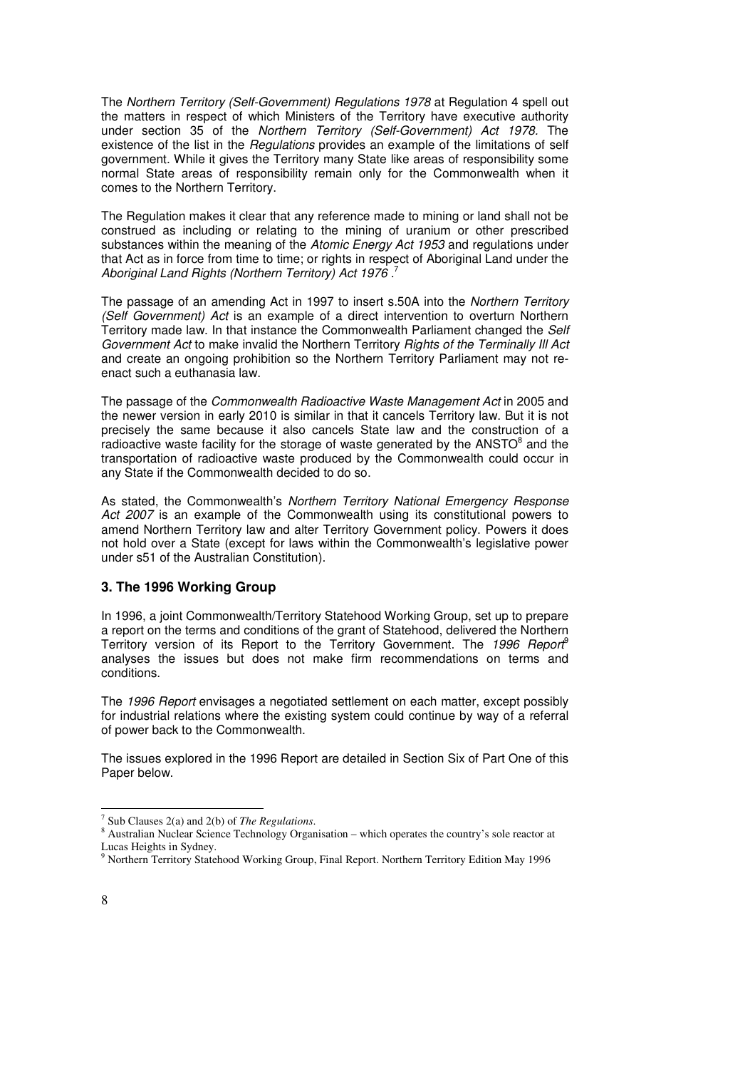The *Northern Territory (Self-Government) Regulations 1978* at Regulation 4 spell out the matters in respect of which Ministers of the Territory have executive authority under section 35 of the *Northern Territory (Self-Government) Act 1978*. The existence of the list in the *Regulations* provides an example of the limitations of self government. While it gives the Territory many State like areas of responsibility some normal State areas of responsibility remain only for the Commonwealth when it comes to the Northern Territory.

The Regulation makes it clear that any reference made to mining or land shall not be construed as including or relating to the mining of uranium or other prescribed substances within the meaning of the *Atomic Energy Act 1953* and regulations under that Act as in force from time to time; or rights in respect of Aboriginal Land under the *Aboriginal Land Rights (Northern Territory) Act 1976* .[7]

The passage of an amending Act in 1997 to insert s.50A into the *Northern Territory (Self Government) Act* is an example of a direct intervention to overturn Northern Territory made law. In that instance the Commonwealth Parliament changed the *Self Government Act* to make invalid the Northern Territory *Rights of the Terminally Ill Act* and create an ongoing prohibition so the Northern Territory Parliament may not re-enact such a euthanasia law.

The passage of the *Commonwealth Radioactive Waste Management Act* in 2005 and the newer version in early 2010 is similar in that it cancels Territory law. But it is not precisely the same because it also cancels State law and the construction of a radioactive waste facility for the storage of waste generated by the ANSTO[8] and the transportation of radioactive waste produced by the Commonwealth could occur in any State if the Commonwealth decided to do so.

As stated, the Commonwealth's *Northern Territory National Emergency Response Act 2007* is an example of the Commonwealth using its constitutional powers to amend Northern Territory law and alter Territory Government policy. Powers it does not hold over a State (except for laws within the Commonwealth's legislative power under s51 of the Australian Constitution).

## 3. The 1996 Working Group

In 1996, a joint Commonwealth/Territory Statehood Working Group, set up to prepare a report on the terms and conditions of the grant of Statehood, delivered the Northern Territory version of its Report to the Territory Government. The *1996 Report*[9] analyses the issues but does not make firm recommendations on terms and conditions.

The *1996 Report* envisages a negotiated settlement on each matter, except possibly for industrial relations where the existing system could continue by way of a referral of power back to the Commonwealth.

The issues explored in the 1996 Report are detailed in Section Six of Part One of this Paper below.

---

[7] Sub Clauses 2(a) and 2(b) of *The Regulations*.

[8] Australian Nuclear Science Technology Organisation – which operates the country's sole reactor at Lucas Heights in Sydney.

[9] Northern Territory Statehood Working Group, Final Report. Northern Territory Edition May 1996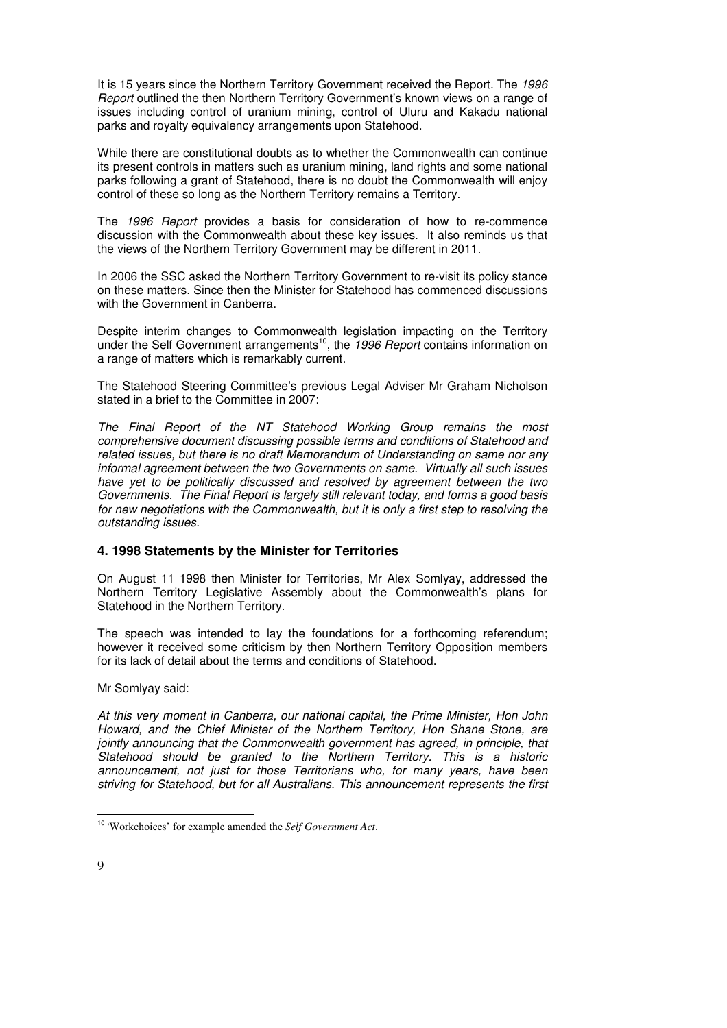It is 15 years since the Northern Territory Government received the Report. The *1996 Report* outlined the then Northern Territory Government's known views on a range of issues including control of uranium mining, control of Uluru and Kakadu national parks and royalty equivalency arrangements upon Statehood.

While there are constitutional doubts as to whether the Commonwealth can continue its present controls in matters such as uranium mining, land rights and some national parks following a grant of Statehood, there is no doubt the Commonwealth will enjoy control of these so long as the Northern Territory remains a Territory.

The *1996 Report* provides a basis for consideration of how to re-commence discussion with the Commonwealth about these key issues. It also reminds us that the views of the Northern Territory Government may be different in 2011.

In 2006 the SSC asked the Northern Territory Government to re-visit its policy stance on these matters. Since then the Minister for Statehood has commenced discussions with the Government in Canberra.

Despite interim changes to Commonwealth legislation impacting on the Territory under the Self Government arrangements[10], the *1996 Report* contains information on a range of matters which is remarkably current.

The Statehood Steering Committee's previous Legal Adviser Mr Graham Nicholson stated in a brief to the Committee in 2007:

*The Final Report of the NT Statehood Working Group remains the most comprehensive document discussing possible terms and conditions of Statehood and related issues, but there is no draft Memorandum of Understanding on same nor any informal agreement between the two Governments on same. Virtually all such issues have yet to be politically discussed and resolved by agreement between the two Governments. The Final Report is largely still relevant today, and forms a good basis for new negotiations with the Commonwealth, but it is only a first step to resolving the outstanding issues.*

### 4. 1998 Statements by the Minister for Territories

On August 11 1998 then Minister for Territories, Mr Alex Somlyay, addressed the Northern Territory Legislative Assembly about the Commonwealth's plans for Statehood in the Northern Territory.

The speech was intended to lay the foundations for a forthcoming referendum; however it received some criticism by then Northern Territory Opposition members for its lack of detail about the terms and conditions of Statehood.

Mr Somlyay said:

*At this very moment in Canberra, our national capital, the Prime Minister, Hon John Howard, and the Chief Minister of the Northern Territory, Hon Shane Stone, are jointly announcing that the Commonwealth government has agreed, in principle, that Statehood should be granted to the Northern Territory. This is a historic announcement, not just for those Territorians who, for many years, have been striving for Statehood, but for all Australians. This announcement represents the first*

---

[10] 'Workchoices' for example amended the *Self Government Act*.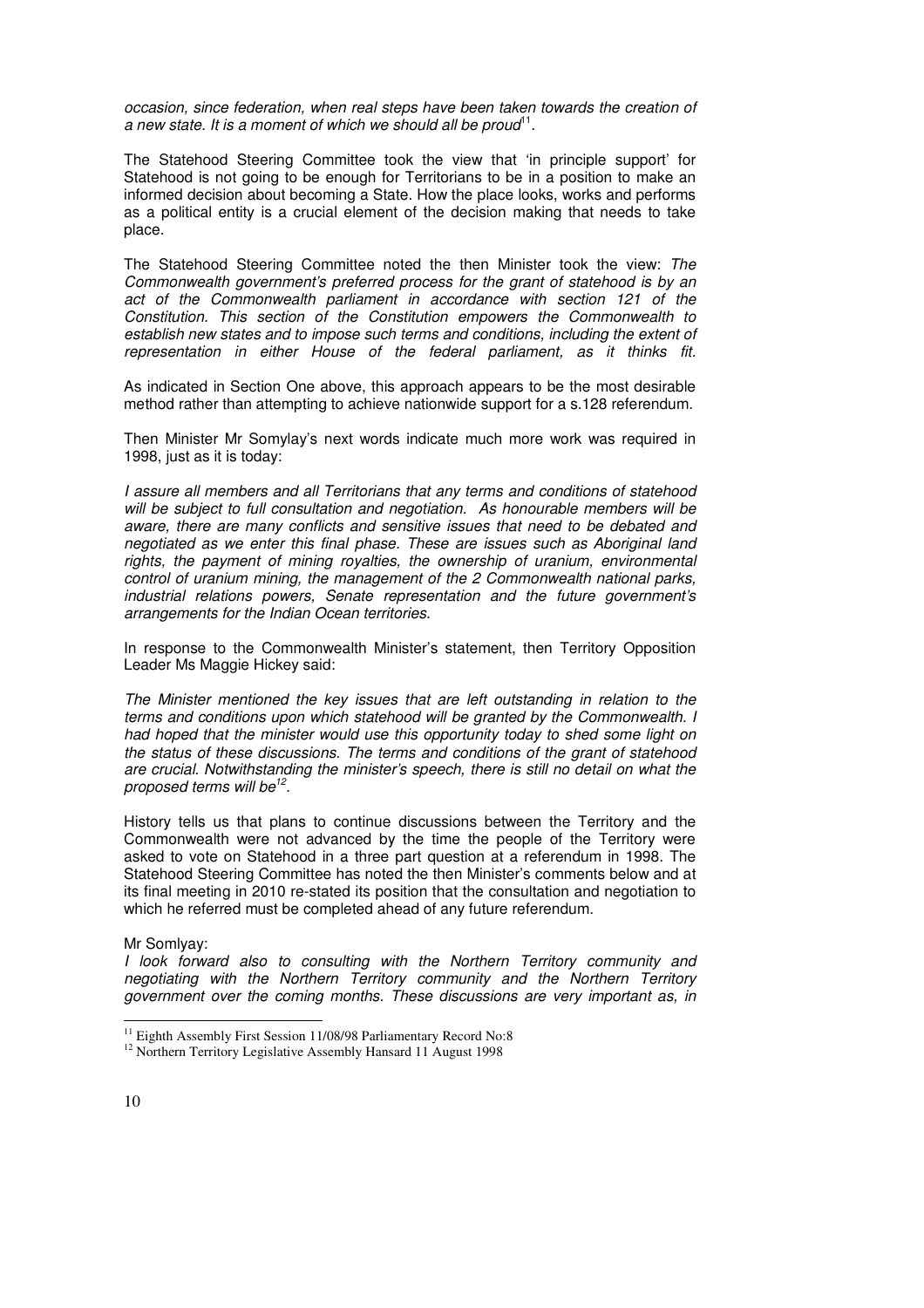*occasion, since federation, when real steps have been taken towards the creation of a new state. It is a moment of which we should all be proud*[11].

The Statehood Steering Committee took the view that 'in principle support' for Statehood is not going to be enough for Territorians to be in a position to make an informed decision about becoming a State. How the place looks, works and performs as a political entity is a crucial element of the decision making that needs to take place.

The Statehood Steering Committee noted the then Minister took the view: *The Commonwealth government's preferred process for the grant of statehood is by an act of the Commonwealth parliament in accordance with section 121 of the Constitution. This section of the Constitution empowers the Commonwealth to establish new states and to impose such terms and conditions, including the extent of representation in either House of the federal parliament, as it thinks fit.*

As indicated in Section One above, this approach appears to be the most desirable method rather than attempting to achieve nationwide support for a s.128 referendum.

Then Minister Mr Somylay's next words indicate much more work was required in 1998, just as it is today:

*I assure all members and all Territorians that any terms and conditions of statehood will be subject to full consultation and negotiation. As honourable members will be aware, there are many conflicts and sensitive issues that need to be debated and negotiated as we enter this final phase. These are issues such as Aboriginal land rights, the payment of mining royalties, the ownership of uranium, environmental control of uranium mining, the management of the 2 Commonwealth national parks, industrial relations powers, Senate representation and the future government's arrangements for the Indian Ocean territories.*

In response to the Commonwealth Minister's statement, then Territory Opposition Leader Ms Maggie Hickey said:

*The Minister mentioned the key issues that are left outstanding in relation to the terms and conditions upon which statehood will be granted by the Commonwealth. I had hoped that the minister would use this opportunity today to shed some light on the status of these discussions. The terms and conditions of the grant of statehood are crucial. Notwithstanding the minister's speech, there is still no detail on what the proposed terms will be*[12].

History tells us that plans to continue discussions between the Territory and the Commonwealth were not advanced by the time the people of the Territory were asked to vote on Statehood in a three part question at a referendum in 1998. The Statehood Steering Committee has noted the then Minister's comments below and at its final meeting in 2010 re-stated its position that the consultation and negotiation to which he referred must be completed ahead of any future referendum.

Mr Somlyay:
*I look forward also to consulting with the Northern Territory community and negotiating with the Northern Territory community and the Northern Territory government over the coming months. These discussions are very important as, in*

---

[11] Eighth Assembly First Session 11/08/98 Parliamentary Record No:8

[12] Northern Territory Legislative Assembly Hansard 11 August 1998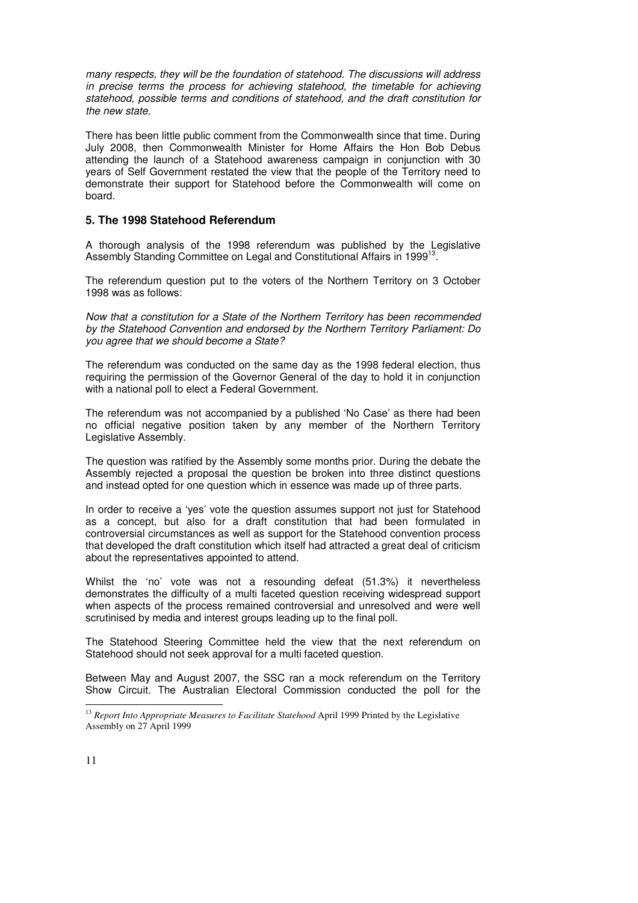*many respects, they will be the foundation of statehood. The discussions will address in precise terms the process for achieving statehood, the timetable for achieving statehood, possible terms and conditions of statehood, and the draft constitution for the new state.*

There has been little public comment from the Commonwealth since that time. During July 2008, then Commonwealth Minister for Home Affairs the Hon Bob Debus attending the launch of a Statehood awareness campaign in conjunction with 30 years of Self Government restated the view that the people of the Territory need to demonstrate their support for Statehood before the Commonwealth will come on board.

## 5. The 1998 Statehood Referendum

A thorough analysis of the 1998 referendum was published by the Legislative Assembly Standing Committee on Legal and Constitutional Affairs in 1999[13].

The referendum question put to the voters of the Northern Territory on 3 October 1998 was as follows:

*Now that a constitution for a State of the Northern Territory has been recommended by the Statehood Convention and endorsed by the Northern Territory Parliament: Do you agree that we should become a State?*

The referendum was conducted on the same day as the 1998 federal election, thus requiring the permission of the Governor General of the day to hold it in conjunction with a national poll to elect a Federal Government.

The referendum was not accompanied by a published 'No Case' as there had been no official negative position taken by any member of the Northern Territory Legislative Assembly.

The question was ratified by the Assembly some months prior. During the debate the Assembly rejected a proposal the question be broken into three distinct questions and instead opted for one question which in essence was made up of three parts.

In order to receive a 'yes' vote the question assumes support not just for Statehood as a concept, but also for a draft constitution that had been formulated in controversial circumstances as well as support for the Statehood convention process that developed the draft constitution which itself had attracted a great deal of criticism about the representatives appointed to attend.

Whilst the 'no' vote was not a resounding defeat (51.3%) it nevertheless demonstrates the difficulty of a multi faceted question receiving widespread support when aspects of the process remained controversial and unresolved and were well scrutinised by media and interest groups leading up to the final poll.

The Statehood Steering Committee held the view that the next referendum on Statehood should not seek approval for a multi faceted question.

Between May and August 2007, the SSC ran a mock referendum on the Territory Show Circuit. The Australian Electoral Commission conducted the poll for the

---

[13] *Report Into Appropriate Measures to Facilitate Statehood* April 1999 Printed by the Legislative Assembly on 27 April 1999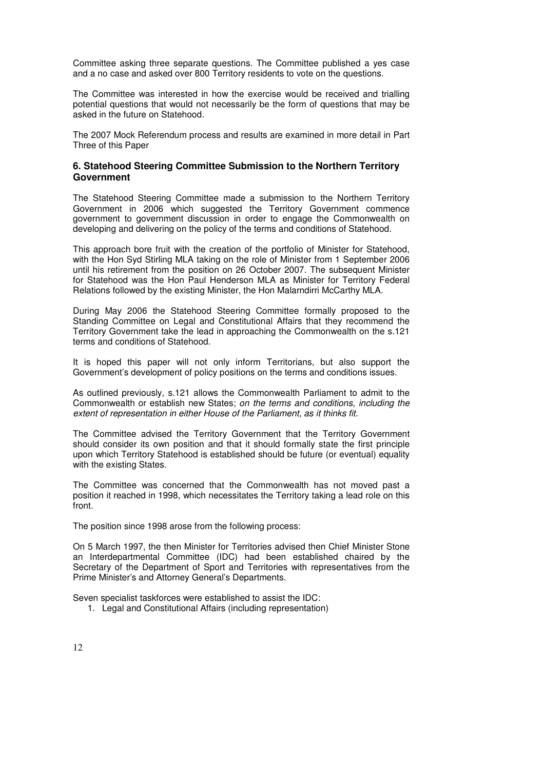Committee asking three separate questions. The Committee published a yes case and a no case and asked over 800 Territory residents to vote on the questions.

The Committee was interested in how the exercise would be received and trialling potential questions that would not necessarily be the form of questions that may be asked in the future on Statehood.

The 2007 Mock Referendum process and results are examined in more detail in Part Three of this Paper

### 6. Statehood Steering Committee Submission to the Northern Territory Government

The Statehood Steering Committee made a submission to the Northern Territory Government in 2006 which suggested the Territory Government commence government to government discussion in order to engage the Commonwealth on developing and delivering on the policy of the terms and conditions of Statehood.

This approach bore fruit with the creation of the portfolio of Minister for Statehood, with the Hon Syd Stirling MLA taking on the role of Minister from 1 September 2006 until his retirement from the position on 26 October 2007. The subsequent Minister for Statehood was the Hon Paul Henderson MLA as Minister for Territory Federal Relations followed by the existing Minister, the Hon Malarndirri McCarthy MLA.

During May 2006 the Statehood Steering Committee formally proposed to the Standing Committee on Legal and Constitutional Affairs that they recommend the Territory Government take the lead in approaching the Commonwealth on the s.121 terms and conditions of Statehood.

It is hoped this paper will not only inform Territorians, but also support the Government's development of policy positions on the terms and conditions issues.

As outlined previously, s.121 allows the Commonwealth Parliament to admit to the Commonwealth or establish new States; *on the terms and conditions, including the extent of representation in either House of the Parliament, as it thinks fit.*

The Committee advised the Territory Government that the Territory Government should consider its own position and that it should formally state the first principle upon which Territory Statehood is established should be future (or eventual) equality with the existing States.

The Committee was concerned that the Commonwealth has not moved past a position it reached in 1998, which necessitates the Territory taking a lead role on this front.

The position since 1998 arose from the following process:

On 5 March 1997, the then Minister for Territories advised then Chief Minister Stone an Interdepartmental Committee (IDC) had been established chaired by the Secretary of the Department of Sport and Territories with representatives from the Prime Minister's and Attorney General's Departments.

Seven specialist taskforces were established to assist the IDC:

1. Legal and Constitutional Affairs (including representation)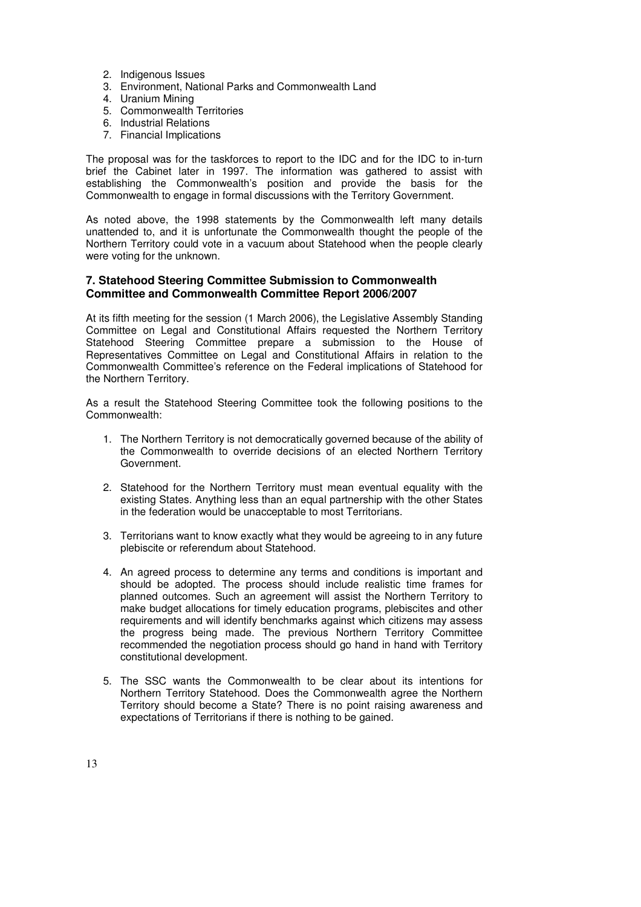2. Indigenous Issues
3. Environment, National Parks and Commonwealth Land
4. Uranium Mining
5. Commonwealth Territories
6. Industrial Relations
7. Financial Implications

The proposal was for the taskforces to report to the IDC and for the IDC to in-turn brief the Cabinet later in 1997. The information was gathered to assist with establishing the Commonwealth's position and provide the basis for the Commonwealth to engage in formal discussions with the Territory Government.

As noted above, the 1998 statements by the Commonwealth left many details unattended to, and it is unfortunate the Commonwealth thought the people of the Northern Territory could vote in a vacuum about Statehood when the people clearly were voting for the unknown.

### 7. Statehood Steering Committee Submission to Commonwealth Committee and Commonwealth Committee Report 2006/2007

At its fifth meeting for the session (1 March 2006), the Legislative Assembly Standing Committee on Legal and Constitutional Affairs requested the Northern Territory Statehood Steering Committee prepare a submission to the House of Representatives Committee on Legal and Constitutional Affairs in relation to the Commonwealth Committee's reference on the Federal implications of Statehood for the Northern Territory.

As a result the Statehood Steering Committee took the following positions to the Commonwealth:

1. The Northern Territory is not democratically governed because of the ability of the Commonwealth to override decisions of an elected Northern Territory Government.

2. Statehood for the Northern Territory must mean eventual equality with the existing States. Anything less than an equal partnership with the other States in the federation would be unacceptable to most Territorians.

3. Territorians want to know exactly what they would be agreeing to in any future plebiscite or referendum about Statehood.

4. An agreed process to determine any terms and conditions is important and should be adopted. The process should include realistic time frames for planned outcomes. Such an agreement will assist the Northern Territory to make budget allocations for timely education programs, plebiscites and other requirements and will identify benchmarks against which citizens may assess the progress being made. The previous Northern Territory Committee recommended the negotiation process should go hand in hand with Territory constitutional development.

5. The SSC wants the Commonwealth to be clear about its intentions for Northern Territory Statehood. Does the Commonwealth agree the Northern Territory should become a State? There is no point raising awareness and expectations of Territorians if there is nothing to be gained.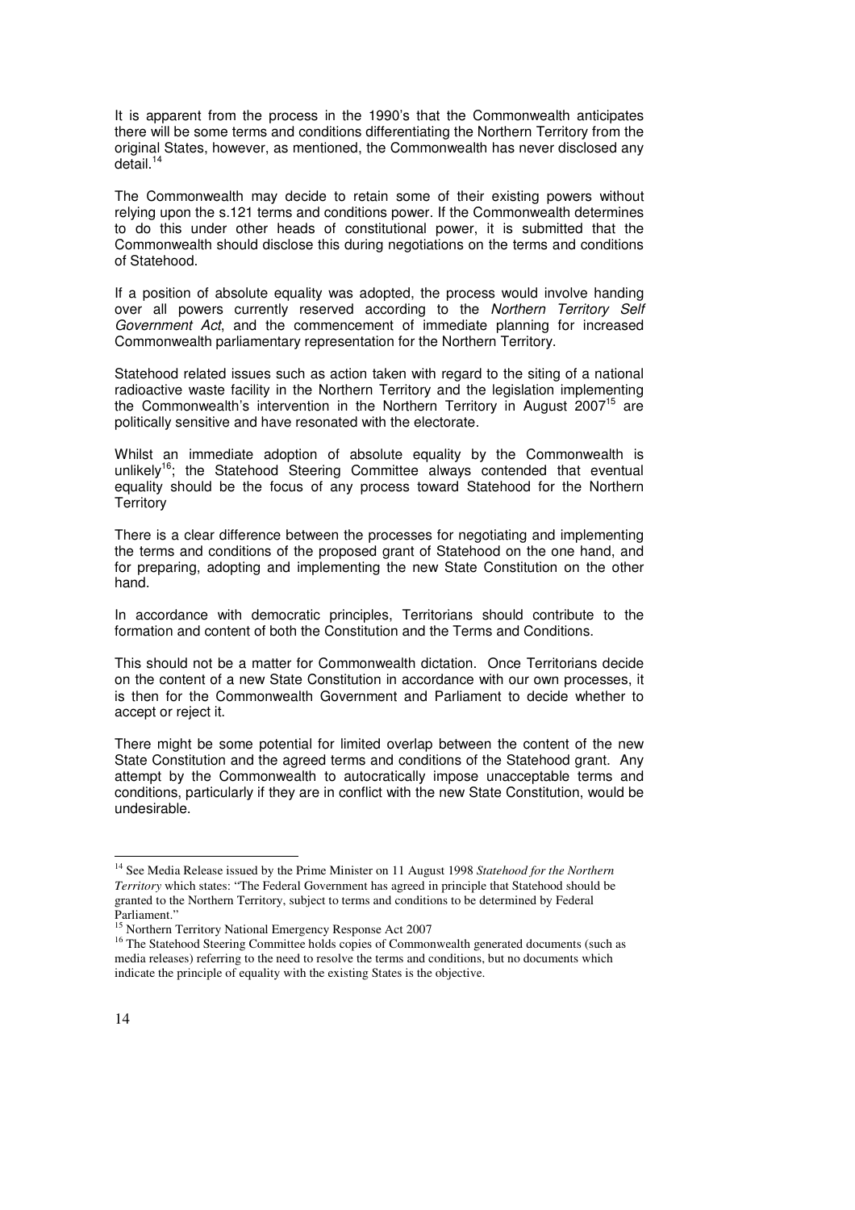It is apparent from the process in the 1990's that the Commonwealth anticipates there will be some terms and conditions differentiating the Northern Territory from the original States, however, as mentioned, the Commonwealth has never disclosed any detail.[14]

The Commonwealth may decide to retain some of their existing powers without relying upon the s.121 terms and conditions power. If the Commonwealth determines to do this under other heads of constitutional power, it is submitted that the Commonwealth should disclose this during negotiations on the terms and conditions of Statehood.

If a position of absolute equality was adopted, the process would involve handing over all powers currently reserved according to the *Northern Territory Self Government Act*, and the commencement of immediate planning for increased Commonwealth parliamentary representation for the Northern Territory.

Statehood related issues such as action taken with regard to the siting of a national radioactive waste facility in the Northern Territory and the legislation implementing the Commonwealth's intervention in the Northern Territory in August 2007[15] are politically sensitive and have resonated with the electorate.

Whilst an immediate adoption of absolute equality by the Commonwealth is unlikely[16]; the Statehood Steering Committee always contended that eventual equality should be the focus of any process toward Statehood for the Northern Territory

There is a clear difference between the processes for negotiating and implementing the terms and conditions of the proposed grant of Statehood on the one hand, and for preparing, adopting and implementing the new State Constitution on the other hand.

In accordance with democratic principles, Territorians should contribute to the formation and content of both the Constitution and the Terms and Conditions.

This should not be a matter for Commonwealth dictation. Once Territorians decide on the content of a new State Constitution in accordance with our own processes, it is then for the Commonwealth Government and Parliament to decide whether to accept or reject it.

There might be some potential for limited overlap between the content of the new State Constitution and the agreed terms and conditions of the Statehood grant. Any attempt by the Commonwealth to autocratically impose unacceptable terms and conditions, particularly if they are in conflict with the new State Constitution, would be undesirable.

---

[14] See Media Release issued by the Prime Minister on 11 August 1998 *Statehood for the Northern Territory* which states: "The Federal Government has agreed in principle that Statehood should be granted to the Northern Territory, subject to terms and conditions to be determined by Federal Parliament."

[15] Northern Territory National Emergency Response Act 2007

[16] The Statehood Steering Committee holds copies of Commonwealth generated documents (such as media releases) referring to the need to resolve the terms and conditions, but no documents which indicate the principle of equality with the existing States is the objective.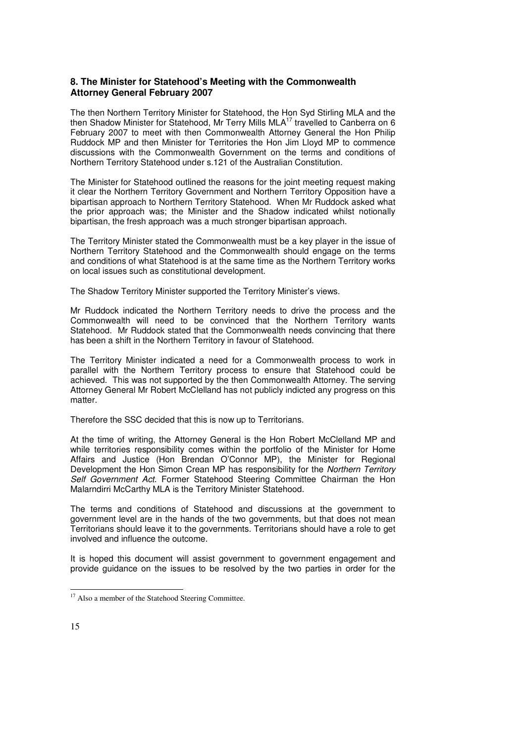## 8. The Minister for Statehood's Meeting with the Commonwealth Attorney General February 2007

The then Northern Territory Minister for Statehood, the Hon Syd Stirling MLA and the then Shadow Minister for Statehood, Mr Terry Mills MLA[17] travelled to Canberra on 6 February 2007 to meet with then Commonwealth Attorney General the Hon Philip Ruddock MP and then Minister for Territories the Hon Jim Lloyd MP to commence discussions with the Commonwealth Government on the terms and conditions of Northern Territory Statehood under s.121 of the Australian Constitution.

The Minister for Statehood outlined the reasons for the joint meeting request making it clear the Northern Territory Government and Northern Territory Opposition have a bipartisan approach to Northern Territory Statehood. When Mr Ruddock asked what the prior approach was; the Minister and the Shadow indicated whilst notionally bipartisan, the fresh approach was a much stronger bipartisan approach.

The Territory Minister stated the Commonwealth must be a key player in the issue of Northern Territory Statehood and the Commonwealth should engage on the terms and conditions of what Statehood is at the same time as the Northern Territory works on local issues such as constitutional development.

The Shadow Territory Minister supported the Territory Minister's views.

Mr Ruddock indicated the Northern Territory needs to drive the process and the Commonwealth will need to be convinced that the Northern Territory wants Statehood. Mr Ruddock stated that the Commonwealth needs convincing that there has been a shift in the Northern Territory in favour of Statehood.

The Territory Minister indicated a need for a Commonwealth process to work in parallel with the Northern Territory process to ensure that Statehood could be achieved. This was not supported by the then Commonwealth Attorney. The serving Attorney General Mr Robert McClelland has not publicly indicted any progress on this matter.

Therefore the SSC decided that this is now up to Territorians.

At the time of writing, the Attorney General is the Hon Robert McClelland MP and while territories responsibility comes within the portfolio of the Minister for Home Affairs and Justice (Hon Brendan O'Connor MP), the Minister for Regional Development the Hon Simon Crean MP has responsibility for the *Northern Territory Self Government Act*. Former Statehood Steering Committee Chairman the Hon Malarndirri McCarthy MLA is the Territory Minister Statehood.

The terms and conditions of Statehood and discussions at the government to government level are in the hands of the two governments, but that does not mean Territorians should leave it to the governments. Territorians should have a role to get involved and influence the outcome.

It is hoped this document will assist government to government engagement and provide guidance on the issues to be resolved by the two parties in order for the

[17] Also a member of the Statehood Steering Committee.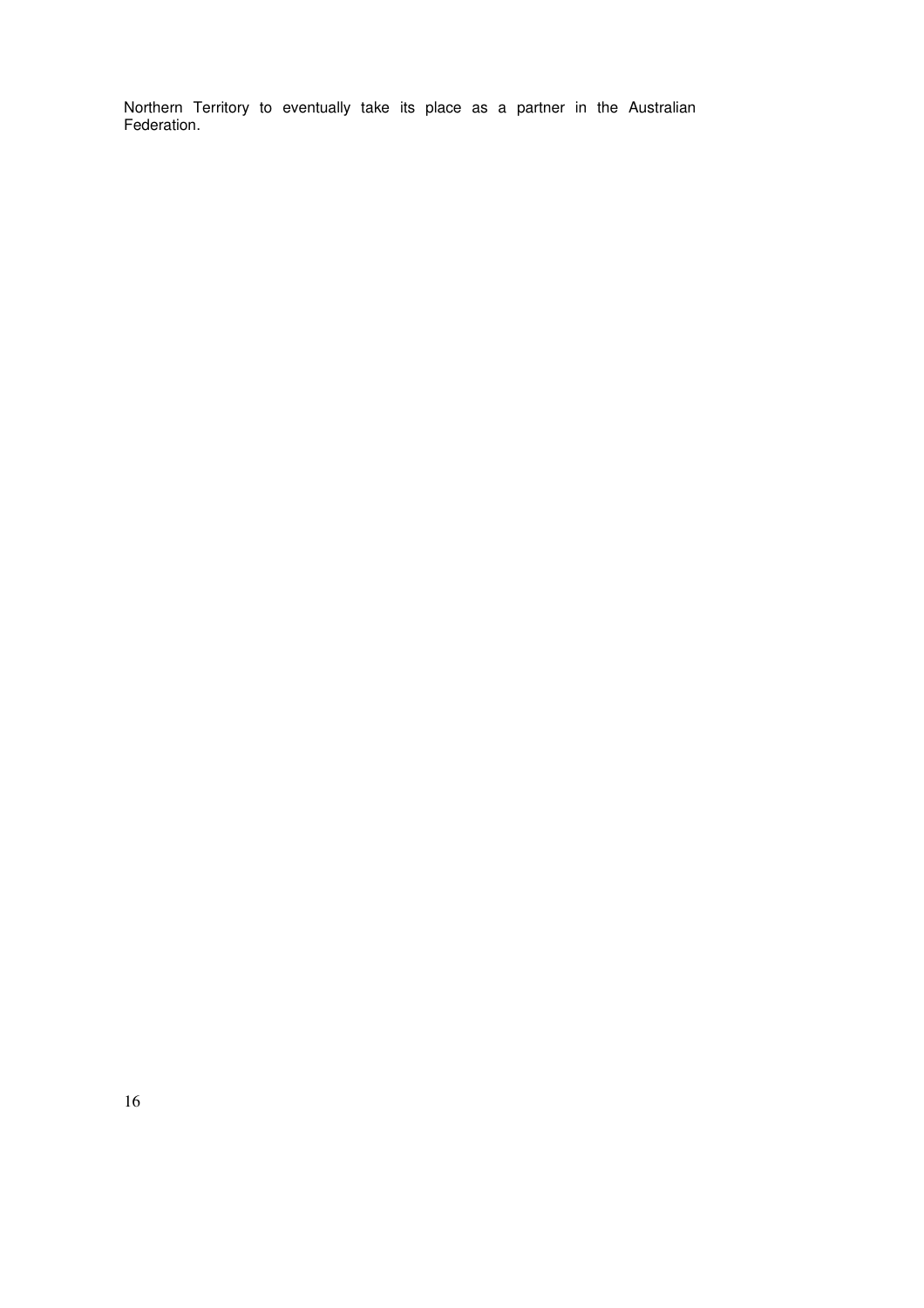Northern Territory to eventually take its place as a partner in the Australian Federation.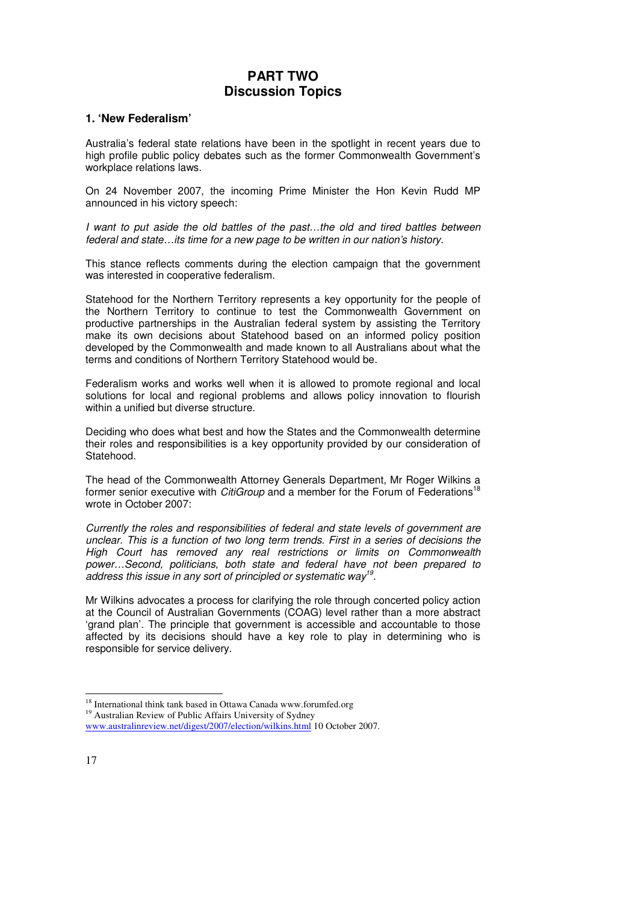# PART TWO
# Discussion Topics

## 1. 'New Federalism'

Australia's federal state relations have been in the spotlight in recent years due to high profile public policy debates such as the former Commonwealth Government's workplace relations laws.

On 24 November 2007, the incoming Prime Minister the Hon Kevin Rudd MP announced in his victory speech:

*I want to put aside the old battles of the past…the old and tired battles between federal and state…its time for a new page to be written in our nation's history.*

This stance reflects comments during the election campaign that the government was interested in cooperative federalism.

Statehood for the Northern Territory represents a key opportunity for the people of the Northern Territory to continue to test the Commonwealth Government on productive partnerships in the Australian federal system by assisting the Territory make its own decisions about Statehood based on an informed policy position developed by the Commonwealth and made known to all Australians about what the terms and conditions of Northern Territory Statehood would be.

Federalism works and works well when it is allowed to promote regional and local solutions for local and regional problems and allows policy innovation to flourish within a unified but diverse structure.

Deciding who does what best and how the States and the Commonwealth determine their roles and responsibilities is a key opportunity provided by our consideration of Statehood.

The head of the Commonwealth Attorney Generals Department, Mr Roger Wilkins a former senior executive with *CitiGroup* and a member for the Forum of Federations[18] wrote in October 2007:

*Currently the roles and responsibilities of federal and state levels of government are unclear. This is a function of two long term trends. First in a series of decisions the High Court has removed any real restrictions or limits on Commonwealth power…Second, politicians, both state and federal have not been prepared to address this issue in any sort of principled or systematic way[19].*

Mr Wilkins advocates a process for clarifying the role through concerted policy action at the Council of Australian Governments (COAG) level rather than a more abstract 'grand plan'. The principle that government is accessible and accountable to those affected by its decisions should have a key role to play in determining who is responsible for service delivery.

---

[18] International think tank based in Ottawa Canada www.forumfed.org

[19] Australian Review of Public Affairs University of Sydney www.australinreview.net/digest/2007/election/wilkins.html 10 October 2007.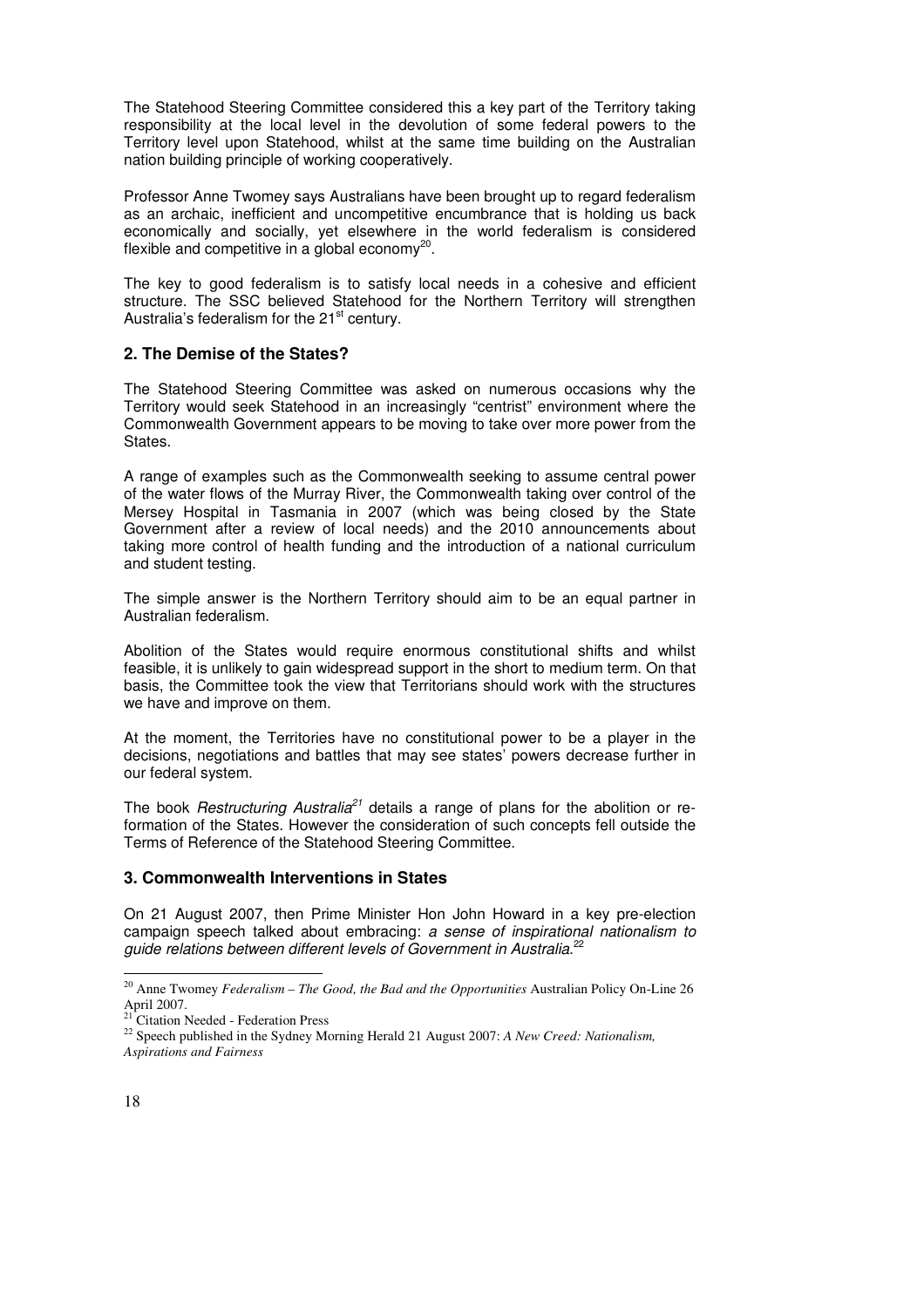The Statehood Steering Committee considered this a key part of the Territory taking responsibility at the local level in the devolution of some federal powers to the Territory level upon Statehood, whilst at the same time building on the Australian nation building principle of working cooperatively.

Professor Anne Twomey says Australians have been brought up to regard federalism as an archaic, inefficient and uncompetitive encumbrance that is holding us back economically and socially, yet elsewhere in the world federalism is considered flexible and competitive in a global economy[20].

The key to good federalism is to satisfy local needs in a cohesive and efficient structure. The SSC believed Statehood for the Northern Territory will strengthen Australia's federalism for the 21st century.

## 2. The Demise of the States?

The Statehood Steering Committee was asked on numerous occasions why the Territory would seek Statehood in an increasingly "centrist" environment where the Commonwealth Government appears to be moving to take over more power from the States.

A range of examples such as the Commonwealth seeking to assume central power of the water flows of the Murray River, the Commonwealth taking over control of the Mersey Hospital in Tasmania in 2007 (which was being closed by the State Government after a review of local needs) and the 2010 announcements about taking more control of health funding and the introduction of a national curriculum and student testing.

The simple answer is the Northern Territory should aim to be an equal partner in Australian federalism.

Abolition of the States would require enormous constitutional shifts and whilst feasible, it is unlikely to gain widespread support in the short to medium term. On that basis, the Committee took the view that Territorians should work with the structures we have and improve on them.

At the moment, the Territories have no constitutional power to be a player in the decisions, negotiations and battles that may see states' powers decrease further in our federal system.

The book *Restructuring Australia*[21] details a range of plans for the abolition or re-formation of the States. However the consideration of such concepts fell outside the Terms of Reference of the Statehood Steering Committee.

## 3. Commonwealth Interventions in States

On 21 August 2007, then Prime Minister Hon John Howard in a key pre-election campaign speech talked about embracing: *a sense of inspirational nationalism to guide relations between different levels of Government in Australia.*[22]

---

[20] Anne Twomey *Federalism – The Good, the Bad and the Opportunities* Australian Policy On-Line 26 April 2007.

[21] Citation Needed - Federation Press

[22] Speech published in the Sydney Morning Herald 21 August 2007: *A New Creed: Nationalism, Aspirations and Fairness*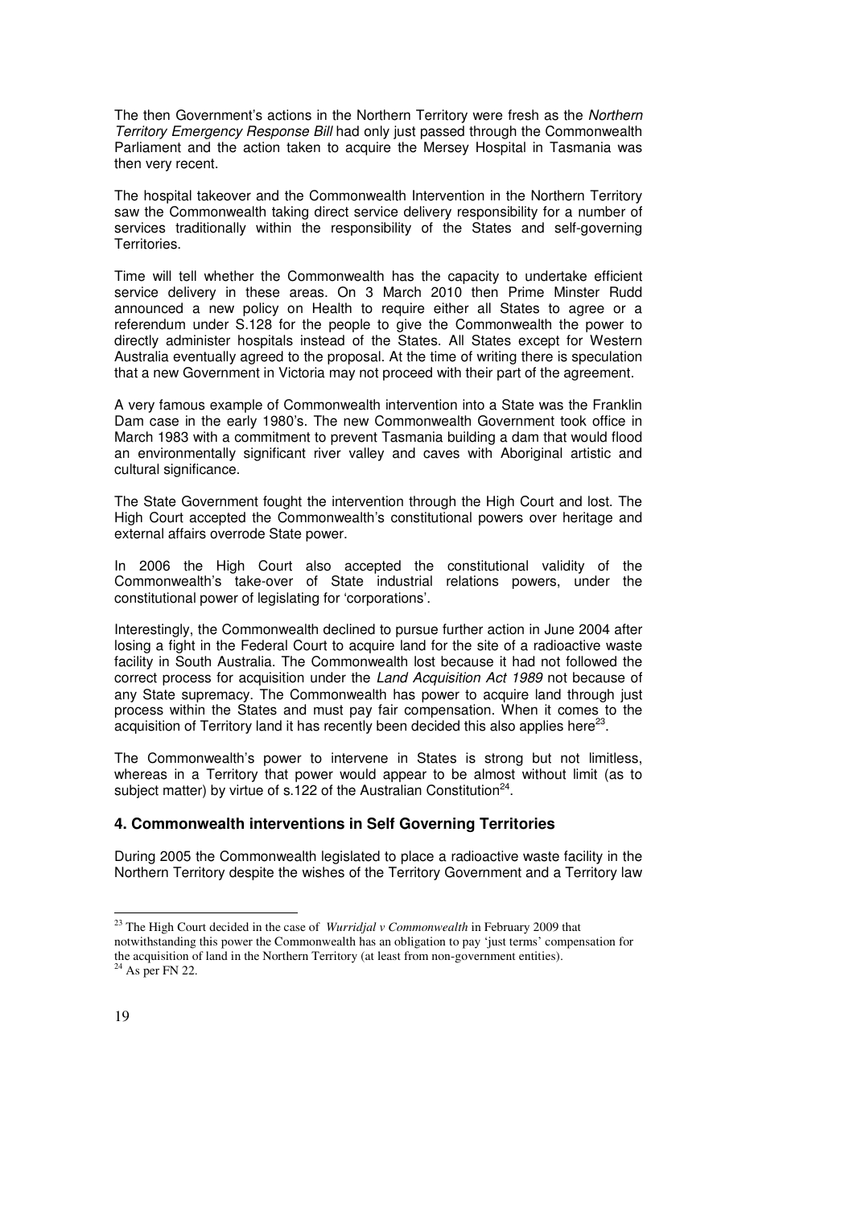The then Government's actions in the Northern Territory were fresh as the *Northern Territory Emergency Response Bill* had only just passed through the Commonwealth Parliament and the action taken to acquire the Mersey Hospital in Tasmania was then very recent.

The hospital takeover and the Commonwealth Intervention in the Northern Territory saw the Commonwealth taking direct service delivery responsibility for a number of services traditionally within the responsibility of the States and self-governing Territories.

Time will tell whether the Commonwealth has the capacity to undertake efficient service delivery in these areas. On 3 March 2010 then Prime Minster Rudd announced a new policy on Health to require either all States to agree or a referendum under S.128 for the people to give the Commonwealth the power to directly administer hospitals instead of the States. All States except for Western Australia eventually agreed to the proposal. At the time of writing there is speculation that a new Government in Victoria may not proceed with their part of the agreement.

A very famous example of Commonwealth intervention into a State was the Franklin Dam case in the early 1980's. The new Commonwealth Government took office in March 1983 with a commitment to prevent Tasmania building a dam that would flood an environmentally significant river valley and caves with Aboriginal artistic and cultural significance.

The State Government fought the intervention through the High Court and lost. The High Court accepted the Commonwealth's constitutional powers over heritage and external affairs overrode State power.

In 2006 the High Court also accepted the constitutional validity of the Commonwealth's take-over of State industrial relations powers, under the constitutional power of legislating for 'corporations'.

Interestingly, the Commonwealth declined to pursue further action in June 2004 after losing a fight in the Federal Court to acquire land for the site of a radioactive waste facility in South Australia. The Commonwealth lost because it had not followed the correct process for acquisition under the *Land Acquisition Act 1989* not because of any State supremacy. The Commonwealth has power to acquire land through just process within the States and must pay fair compensation. When it comes to the acquisition of Territory land it has recently been decided this also applies here[23].

The Commonwealth's power to intervene in States is strong but not limitless, whereas in a Territory that power would appear to be almost without limit (as to subject matter) by virtue of s.122 of the Australian Constitution[24].

## 4. Commonwealth interventions in Self Governing Territories

During 2005 the Commonwealth legislated to place a radioactive waste facility in the Northern Territory despite the wishes of the Territory Government and a Territory law

---

[23] The High Court decided in the case of *Wurridjal v Commonwealth* in February 2009 that notwithstanding this power the Commonwealth has an obligation to pay 'just terms' compensation for the acquisition of land in the Northern Territory (at least from non-government entities).

[24] As per FN 22.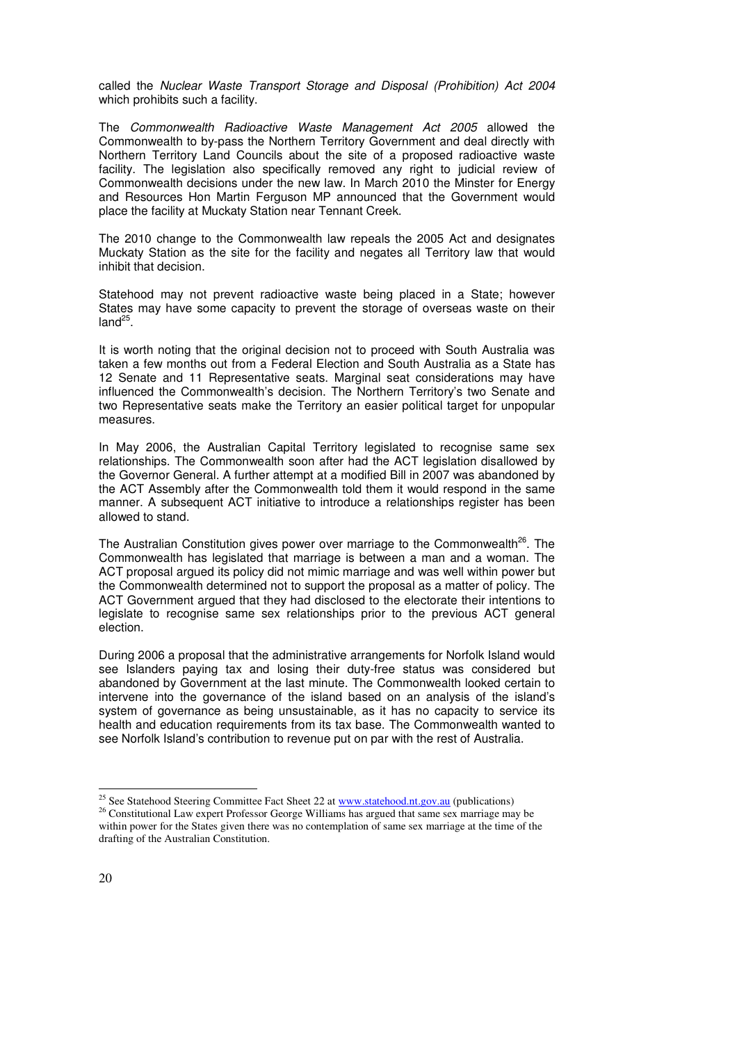called the *Nuclear Waste Transport Storage and Disposal (Prohibition) Act 2004* which prohibits such a facility.

The *Commonwealth Radioactive Waste Management Act 2005* allowed the Commonwealth to by-pass the Northern Territory Government and deal directly with Northern Territory Land Councils about the site of a proposed radioactive waste facility. The legislation also specifically removed any right to judicial review of Commonwealth decisions under the new law. In March 2010 the Minster for Energy and Resources Hon Martin Ferguson MP announced that the Government would place the facility at Muckaty Station near Tennant Creek.

The 2010 change to the Commonwealth law repeals the 2005 Act and designates Muckaty Station as the site for the facility and negates all Territory law that would inhibit that decision.

Statehood may not prevent radioactive waste being placed in a State; however States may have some capacity to prevent the storage of overseas waste on their land[25].

It is worth noting that the original decision not to proceed with South Australia was taken a few months out from a Federal Election and South Australia as a State has 12 Senate and 11 Representative seats. Marginal seat considerations may have influenced the Commonwealth's decision. The Northern Territory's two Senate and two Representative seats make the Territory an easier political target for unpopular measures.

In May 2006, the Australian Capital Territory legislated to recognise same sex relationships. The Commonwealth soon after had the ACT legislation disallowed by the Governor General. A further attempt at a modified Bill in 2007 was abandoned by the ACT Assembly after the Commonwealth told them it would respond in the same manner. A subsequent ACT initiative to introduce a relationships register has been allowed to stand.

The Australian Constitution gives power over marriage to the Commonwealth[26]. The Commonwealth has legislated that marriage is between a man and a woman. The ACT proposal argued its policy did not mimic marriage and was well within power but the Commonwealth determined not to support the proposal as a matter of policy. The ACT Government argued that they had disclosed to the electorate their intentions to legislate to recognise same sex relationships prior to the previous ACT general election.

During 2006 a proposal that the administrative arrangements for Norfolk Island would see Islanders paying tax and losing their duty-free status was considered but abandoned by Government at the last minute. The Commonwealth looked certain to intervene into the governance of the island based on an analysis of the island's system of governance as being unsustainable, as it has no capacity to service its health and education requirements from its tax base. The Commonwealth wanted to see Norfolk Island's contribution to revenue put on par with the rest of Australia.

---

[25] See Statehood Steering Committee Fact Sheet 22 at www.statehood.nt.gov.au (publications)

[26] Constitutional Law expert Professor George Williams has argued that same sex marriage may be within power for the States given there was no contemplation of same sex marriage at the time of the drafting of the Australian Constitution.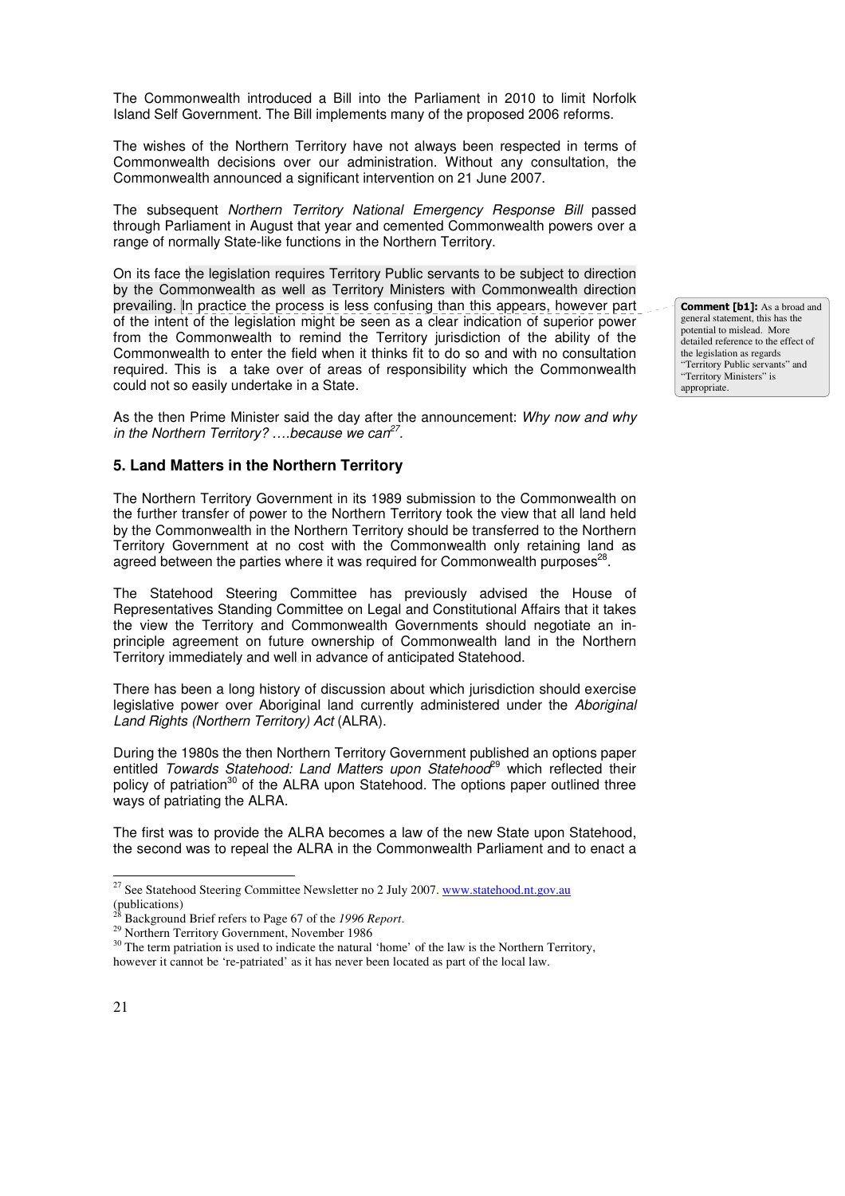The Commonwealth introduced a Bill into the Parliament in 2010 to limit Norfolk Island Self Government. The Bill implements many of the proposed 2006 reforms.

The wishes of the Northern Territory have not always been respected in terms of Commonwealth decisions over our administration. Without any consultation, the Commonwealth announced a significant intervention on 21 June 2007.

The subsequent *Northern Territory National Emergency Response Bill* passed through Parliament in August that year and cemented Commonwealth powers over a range of normally State-like functions in the Northern Territory.

On its face the legislation requires Territory Public servants to be subject to direction by the Commonwealth as well as Territory Ministers with Commonwealth direction prevailing. In practice the process is less confusing than this appears, however part of the intent of the legislation might be seen as a clear indication of superior power from the Commonwealth to remind the Territory jurisdiction of the ability of the Commonwealth to enter the field when it thinks fit to do so and with no consultation required. This is a take over of areas of responsibility which the Commonwealth could not so easily undertake in a State.

**Comment [b1]:** As a broad and general statement, this has the potential to mislead. More detailed reference to the effect of the legislation as regards "Territory Public servants" and "Territory Ministers" is appropriate.

As the then Prime Minister said the day after the announcement: *Why now and why in the Northern Territory? ….because we can*[27].

## 5. Land Matters in the Northern Territory

The Northern Territory Government in its 1989 submission to the Commonwealth on the further transfer of power to the Northern Territory took the view that all land held by the Commonwealth in the Northern Territory should be transferred to the Northern Territory Government at no cost with the Commonwealth only retaining land as agreed between the parties where it was required for Commonwealth purposes[28].

The Statehood Steering Committee has previously advised the House of Representatives Standing Committee on Legal and Constitutional Affairs that it takes the view the Territory and Commonwealth Governments should negotiate an in-principle agreement on future ownership of Commonwealth land in the Northern Territory immediately and well in advance of anticipated Statehood.

There has been a long history of discussion about which jurisdiction should exercise legislative power over Aboriginal land currently administered under the *Aboriginal Land Rights (Northern Territory) Act* (ALRA).

During the 1980s the then Northern Territory Government published an options paper entitled *Towards Statehood: Land Matters upon Statehood*[29] which reflected their policy of patriation[30] of the ALRA upon Statehood. The options paper outlined three ways of patriating the ALRA.

The first was to provide the ALRA becomes a law of the new State upon Statehood, the second was to repeal the ALRA in the Commonwealth Parliament and to enact a

---

[27] See Statehood Steering Committee Newsletter no 2 July 2007. www.statehood.nt.gov.au (publications)

[28] Background Brief refers to Page 67 of the *1996 Report*.

[29] Northern Territory Government, November 1986

[30] The term patriation is used to indicate the natural 'home' of the law is the Northern Territory, however it cannot be 're-patriated' as it has never been located as part of the local law.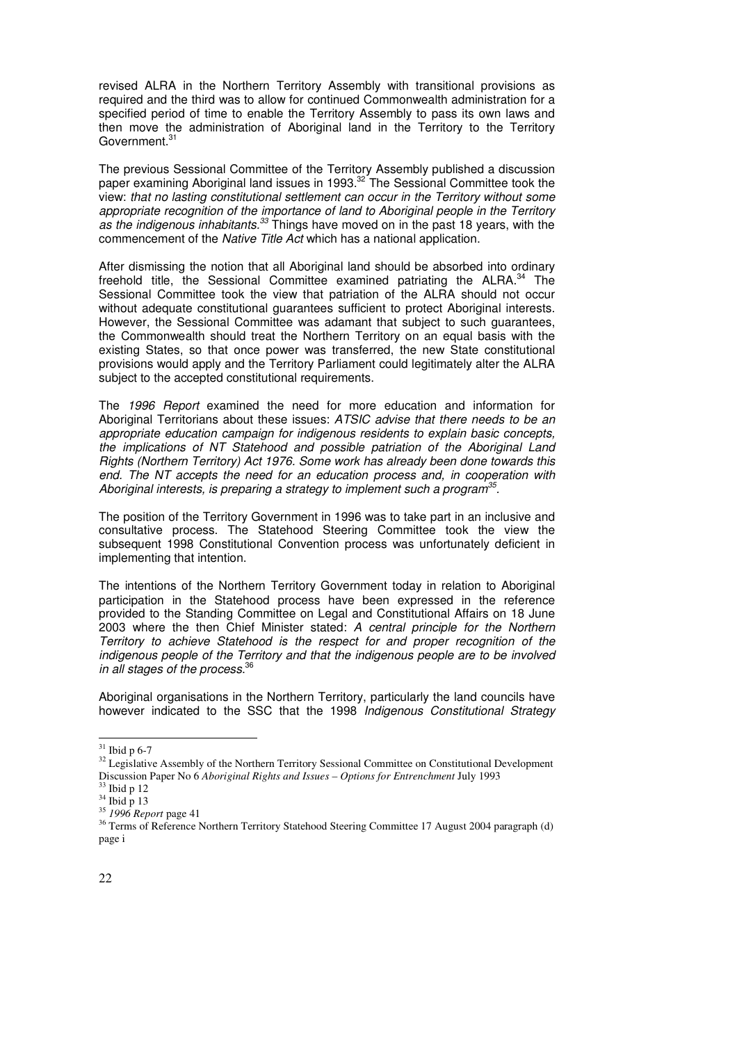revised ALRA in the Northern Territory Assembly with transitional provisions as required and the third was to allow for continued Commonwealth administration for a specified period of time to enable the Territory Assembly to pass its own laws and then move the administration of Aboriginal land in the Territory to the Territory Government.[31]

The previous Sessional Committee of the Territory Assembly published a discussion paper examining Aboriginal land issues in 1993.[32] The Sessional Committee took the view: *that no lasting constitutional settlement can occur in the Territory without some appropriate recognition of the importance of land to Aboriginal people in the Territory as the indigenous inhabitants.*[33] Things have moved on in the past 18 years, with the commencement of the *Native Title Act* which has a national application.

After dismissing the notion that all Aboriginal land should be absorbed into ordinary freehold title, the Sessional Committee examined patriating the ALRA.[34] The Sessional Committee took the view that patriation of the ALRA should not occur without adequate constitutional guarantees sufficient to protect Aboriginal interests. However, the Sessional Committee was adamant that subject to such guarantees, the Commonwealth should treat the Northern Territory on an equal basis with the existing States, so that once power was transferred, the new State constitutional provisions would apply and the Territory Parliament could legitimately alter the ALRA subject to the accepted constitutional requirements.

The *1996 Report* examined the need for more education and information for Aboriginal Territorians about these issues: *ATSIC advise that there needs to be an appropriate education campaign for indigenous residents to explain basic concepts, the implications of NT Statehood and possible patriation of the Aboriginal Land Rights (Northern Territory) Act 1976. Some work has already been done towards this end. The NT accepts the need for an education process and, in cooperation with Aboriginal interests, is preparing a strategy to implement such a program*[35].

The position of the Territory Government in 1996 was to take part in an inclusive and consultative process. The Statehood Steering Committee took the view the subsequent 1998 Constitutional Convention process was unfortunately deficient in implementing that intention.

The intentions of the Northern Territory Government today in relation to Aboriginal participation in the Statehood process have been expressed in the reference provided to the Standing Committee on Legal and Constitutional Affairs on 18 June 2003 where the then Chief Minister stated: *A central principle for the Northern Territory to achieve Statehood is the respect for and proper recognition of the indigenous people of the Territory and that the indigenous people are to be involved in all stages of the process.*[36]

Aboriginal organisations in the Northern Territory, particularly the land councils have however indicated to the SSC that the 1998 *Indigenous Constitutional Strategy*

---

[31] Ibid p 6-7

[32] Legislative Assembly of the Northern Territory Sessional Committee on Constitutional Development Discussion Paper No 6 *Aboriginal Rights and Issues – Options for Entrenchment* July 1993

[33] Ibid p 12

[34] Ibid p 13

[35] *1996 Report* page 41

[36] Terms of Reference Northern Territory Statehood Steering Committee 17 August 2004 paragraph (d) page i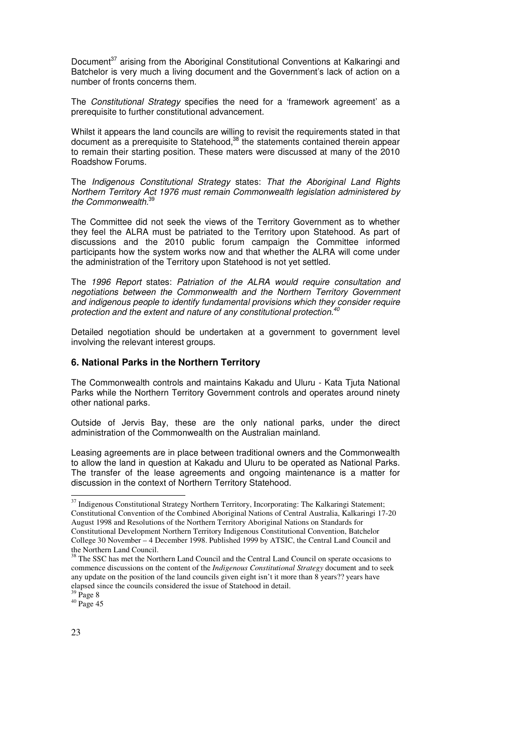Document[37] arising from the Aboriginal Constitutional Conventions at Kalkaringi and Batchelor is very much a living document and the Government's lack of action on a number of fronts concerns them.

The *Constitutional Strategy* specifies the need for a 'framework agreement' as a prerequisite to further constitutional advancement.

Whilst it appears the land councils are willing to revisit the requirements stated in that document as a prerequisite to Statehood,[38] the statements contained therein appear to remain their starting position. These maters were discussed at many of the 2010 Roadshow Forums.

The *Indigenous Constitutional Strategy* states: *That the Aboriginal Land Rights Northern Territory Act 1976 must remain Commonwealth legislation administered by the Commonwealth.*[39]

The Committee did not seek the views of the Territory Government as to whether they feel the ALRA must be patriated to the Territory upon Statehood. As part of discussions and the 2010 public forum campaign the Committee informed participants how the system works now and that whether the ALRA will come under the administration of the Territory upon Statehood is not yet settled.

The *1996 Report* states: *Patriation of the ALRA would require consultation and negotiations between the Commonwealth and the Northern Territory Government and indigenous people to identify fundamental provisions which they consider require protection and the extent and nature of any constitutional protection.*[40]

Detailed negotiation should be undertaken at a government to government level involving the relevant interest groups.

### 6. National Parks in the Northern Territory

The Commonwealth controls and maintains Kakadu and Uluru - Kata Tjuta National Parks while the Northern Territory Government controls and operates around ninety other national parks.

Outside of Jervis Bay, these are the only national parks, under the direct administration of the Commonwealth on the Australian mainland.

Leasing agreements are in place between traditional owners and the Commonwealth to allow the land in question at Kakadu and Uluru to be operated as National Parks. The transfer of the lease agreements and ongoing maintenance is a matter for discussion in the context of Northern Territory Statehood.

---

[37] Indigenous Constitutional Strategy Northern Territory, Incorporating: The Kalkaringi Statement; Constitutional Convention of the Combined Aboriginal Nations of Central Australia, Kalkaringi 17-20 August 1998 and Resolutions of the Northern Territory Aboriginal Nations on Standards for Constitutional Development Northern Territory Indigenous Constitutional Convention, Batchelor College 30 November – 4 December 1998. Published 1999 by ATSIC, the Central Land Council and the Northern Land Council.

[38] The SSC has met the Northern Land Council and the Central Land Council on sperate occasions to commence discussions on the content of the *Indigenous Constitutional Strategy* document and to seek any update on the position of the land councils given eight isn't it more than 8 years?? years have elapsed since the councils considered the issue of Statehood in detail.

[39] Page 8

[40] Page 45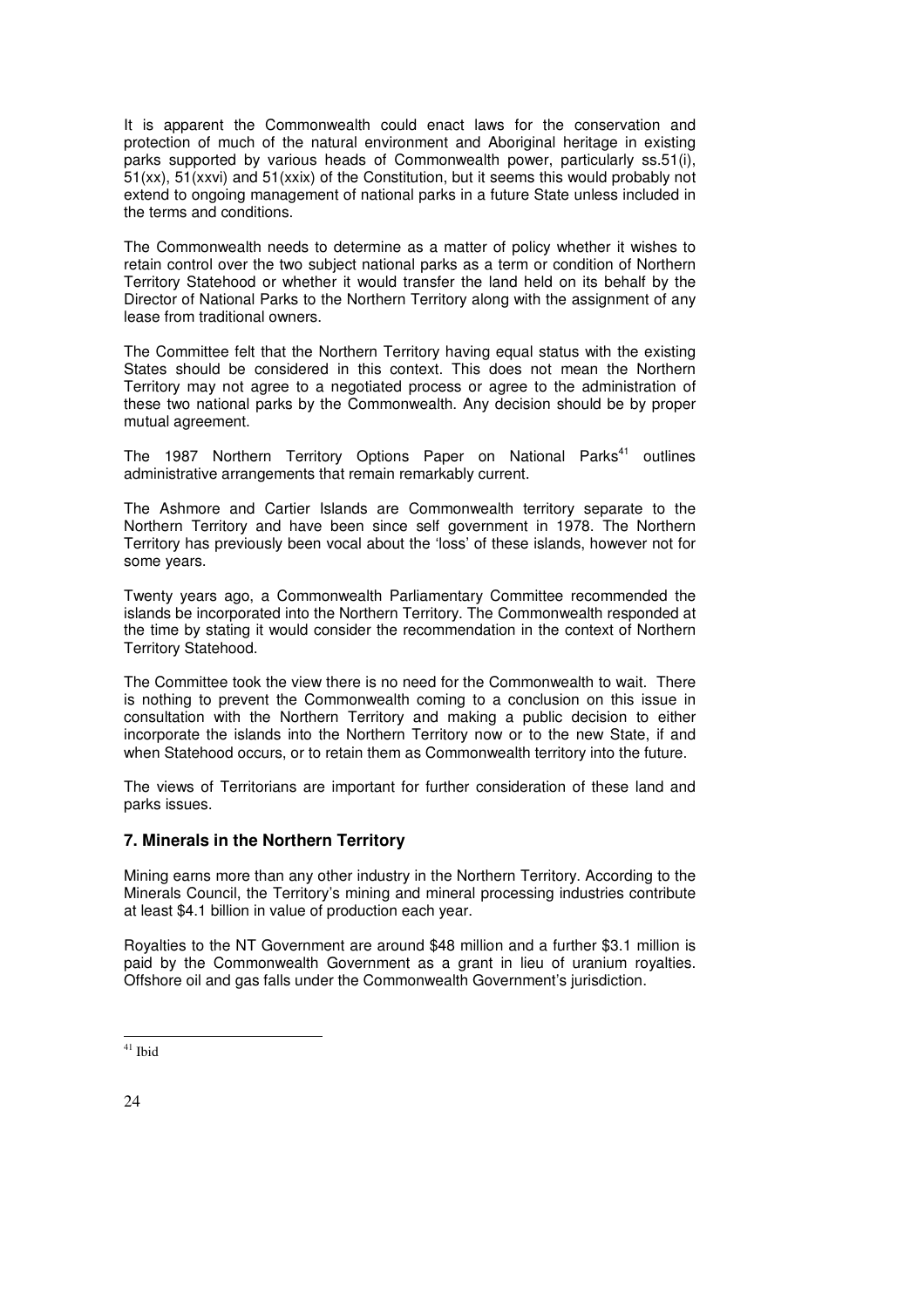It is apparent the Commonwealth could enact laws for the conservation and protection of much of the natural environment and Aboriginal heritage in existing parks supported by various heads of Commonwealth power, particularly ss.51(i), 51(xx), 51(xxvi) and 51(xxix) of the Constitution, but it seems this would probably not extend to ongoing management of national parks in a future State unless included in the terms and conditions.

The Commonwealth needs to determine as a matter of policy whether it wishes to retain control over the two subject national parks as a term or condition of Northern Territory Statehood or whether it would transfer the land held on its behalf by the Director of National Parks to the Northern Territory along with the assignment of any lease from traditional owners.

The Committee felt that the Northern Territory having equal status with the existing States should be considered in this context. This does not mean the Northern Territory may not agree to a negotiated process or agree to the administration of these two national parks by the Commonwealth. Any decision should be by proper mutual agreement.

The 1987 Northern Territory Options Paper on National Parks[41] outlines administrative arrangements that remain remarkably current.

The Ashmore and Cartier Islands are Commonwealth territory separate to the Northern Territory and have been since self government in 1978. The Northern Territory has previously been vocal about the 'loss' of these islands, however not for some years.

Twenty years ago, a Commonwealth Parliamentary Committee recommended the islands be incorporated into the Northern Territory. The Commonwealth responded at the time by stating it would consider the recommendation in the context of Northern Territory Statehood.

The Committee took the view there is no need for the Commonwealth to wait. There is nothing to prevent the Commonwealth coming to a conclusion on this issue in consultation with the Northern Territory and making a public decision to either incorporate the islands into the Northern Territory now or to the new State, if and when Statehood occurs, or to retain them as Commonwealth territory into the future.

The views of Territorians are important for further consideration of these land and parks issues.

## 7. Minerals in the Northern Territory

Mining earns more than any other industry in the Northern Territory. According to the Minerals Council, the Territory's mining and mineral processing industries contribute at least $4.1 billion in value of production each year.

Royalties to the NT Government are around $48 million and a further $3.1 million is paid by the Commonwealth Government as a grant in lieu of uranium royalties. Offshore oil and gas falls under the Commonwealth Government's jurisdiction.

---

[41] Ibid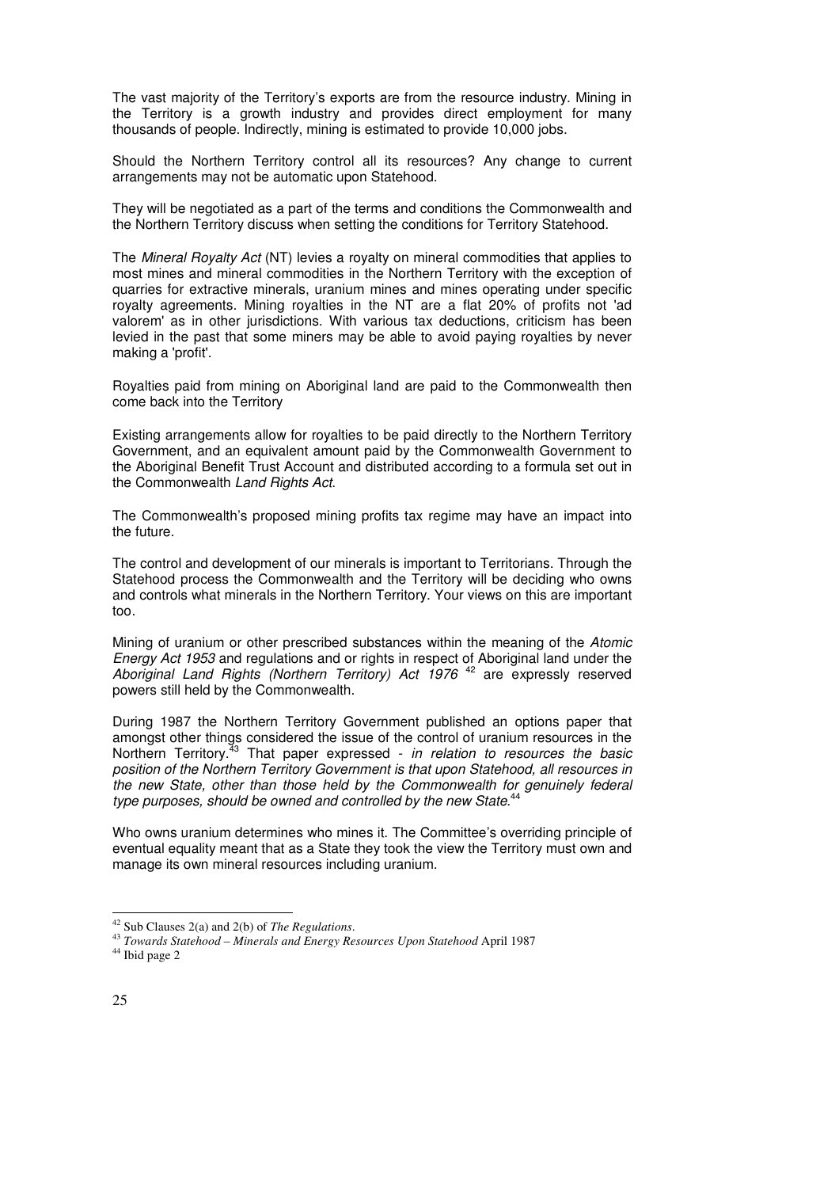The vast majority of the Territory's exports are from the resource industry. Mining in the Territory is a growth industry and provides direct employment for many thousands of people. Indirectly, mining is estimated to provide 10,000 jobs.

Should the Northern Territory control all its resources? Any change to current arrangements may not be automatic upon Statehood.

They will be negotiated as a part of the terms and conditions the Commonwealth and the Northern Territory discuss when setting the conditions for Territory Statehood.

The *Mineral Royalty Act* (NT) levies a royalty on mineral commodities that applies to most mines and mineral commodities in the Northern Territory with the exception of quarries for extractive minerals, uranium mines and mines operating under specific royalty agreements. Mining royalties in the NT are a flat 20% of profits not 'ad valorem' as in other jurisdictions. With various tax deductions, criticism has been levied in the past that some miners may be able to avoid paying royalties by never making a 'profit'.

Royalties paid from mining on Aboriginal land are paid to the Commonwealth then come back into the Territory

Existing arrangements allow for royalties to be paid directly to the Northern Territory Government, and an equivalent amount paid by the Commonwealth Government to the Aboriginal Benefit Trust Account and distributed according to a formula set out in the Commonwealth *Land Rights Act*.

The Commonwealth's proposed mining profits tax regime may have an impact into the future.

The control and development of our minerals is important to Territorians. Through the Statehood process the Commonwealth and the Territory will be deciding who owns and controls what minerals in the Northern Territory. Your views on this are important too.

Mining of uranium or other prescribed substances within the meaning of the *Atomic Energy Act 1953* and regulations and or rights in respect of Aboriginal land under the *Aboriginal Land Rights (Northern Territory) Act 1976* [42] are expressly reserved powers still held by the Commonwealth.

During 1987 the Northern Territory Government published an options paper that amongst other things considered the issue of the control of uranium resources in the Northern Territory.[43] That paper expressed - *in relation to resources the basic position of the Northern Territory Government is that upon Statehood, all resources in the new State, other than those held by the Commonwealth for genuinely federal type purposes, should be owned and controlled by the new State*.[44]

Who owns uranium determines who mines it. The Committee's overriding principle of eventual equality meant that as a State they took the view the Territory must own and manage its own mineral resources including uranium.

---

[42] Sub Clauses 2(a) and 2(b) of *The Regulations*.

[43] *Towards Statehood – Minerals and Energy Resources Upon Statehood* April 1987

[44] Ibid page 2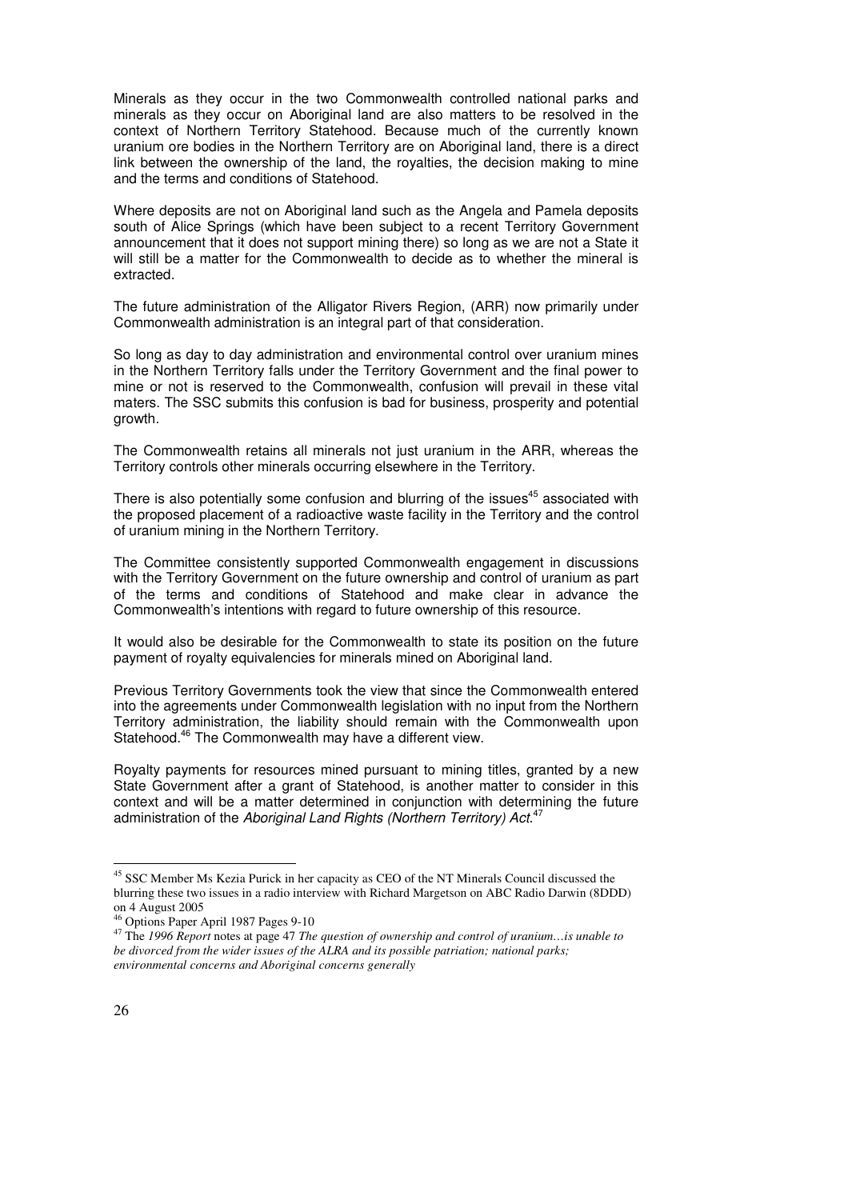Minerals as they occur in the two Commonwealth controlled national parks and minerals as they occur on Aboriginal land are also matters to be resolved in the context of Northern Territory Statehood. Because much of the currently known uranium ore bodies in the Northern Territory are on Aboriginal land, there is a direct link between the ownership of the land, the royalties, the decision making to mine and the terms and conditions of Statehood.

Where deposits are not on Aboriginal land such as the Angela and Pamela deposits south of Alice Springs (which have been subject to a recent Territory Government announcement that it does not support mining there) so long as we are not a State it will still be a matter for the Commonwealth to decide as to whether the mineral is extracted.

The future administration of the Alligator Rivers Region, (ARR) now primarily under Commonwealth administration is an integral part of that consideration.

So long as day to day administration and environmental control over uranium mines in the Northern Territory falls under the Territory Government and the final power to mine or not is reserved to the Commonwealth, confusion will prevail in these vital maters. The SSC submits this confusion is bad for business, prosperity and potential growth.

The Commonwealth retains all minerals not just uranium in the ARR, whereas the Territory controls other minerals occurring elsewhere in the Territory.

There is also potentially some confusion and blurring of the issues[45] associated with the proposed placement of a radioactive waste facility in the Territory and the control of uranium mining in the Northern Territory.

The Committee consistently supported Commonwealth engagement in discussions with the Territory Government on the future ownership and control of uranium as part of the terms and conditions of Statehood and make clear in advance the Commonwealth's intentions with regard to future ownership of this resource.

It would also be desirable for the Commonwealth to state its position on the future payment of royalty equivalencies for minerals mined on Aboriginal land.

Previous Territory Governments took the view that since the Commonwealth entered into the agreements under Commonwealth legislation with no input from the Northern Territory administration, the liability should remain with the Commonwealth upon Statehood.[46] The Commonwealth may have a different view.

Royalty payments for resources mined pursuant to mining titles, granted by a new State Government after a grant of Statehood, is another matter to consider in this context and will be a matter determined in conjunction with determining the future administration of the *Aboriginal Land Rights (Northern Territory) Act*.[47]

---

[45] SSC Member Ms Kezia Purick in her capacity as CEO of the NT Minerals Council discussed the blurring these two issues in a radio interview with Richard Margetson on ABC Radio Darwin (8DDD) on 4 August 2005

[46] Options Paper April 1987 Pages 9-10

[47] The *1996 Report* notes at page 47 *The question of ownership and control of uranium…is unable to be divorced from the wider issues of the ALRA and its possible patriation; national parks; environmental concerns and Aboriginal concerns generally*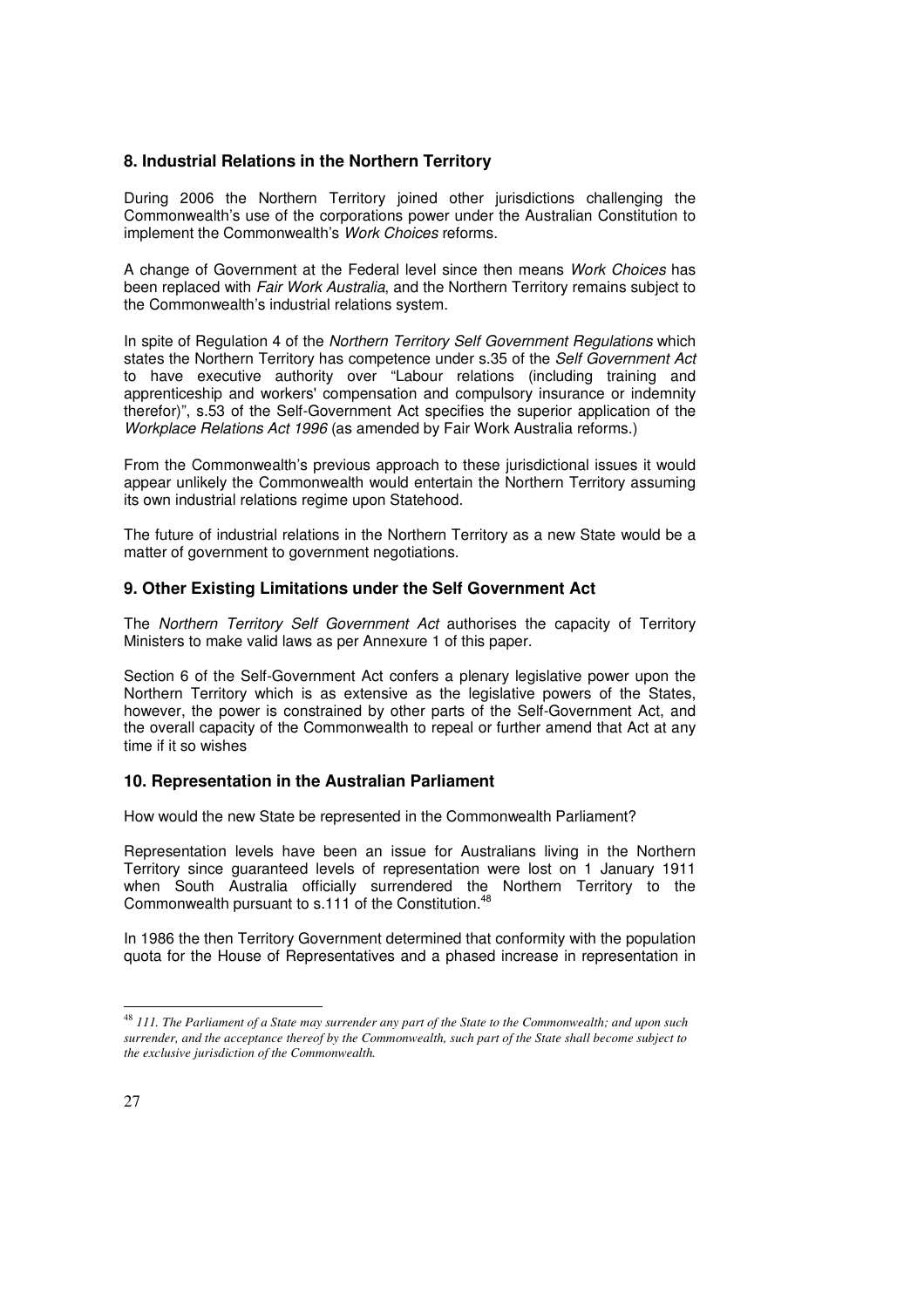## 8. Industrial Relations in the Northern Territory

During 2006 the Northern Territory joined other jurisdictions challenging the Commonwealth's use of the corporations power under the Australian Constitution to implement the Commonwealth's *Work Choices* reforms.

A change of Government at the Federal level since then means *Work Choices* has been replaced with *Fair Work Australia*, and the Northern Territory remains subject to the Commonwealth's industrial relations system.

In spite of Regulation 4 of the *Northern Territory Self Government Regulations* which states the Northern Territory has competence under s.35 of the *Self Government Act* to have executive authority over "Labour relations (including training and apprenticeship and workers' compensation and compulsory insurance or indemnity therefor)", s.53 of the Self-Government Act specifies the superior application of the *Workplace Relations Act 1996* (as amended by Fair Work Australia reforms.)

From the Commonwealth's previous approach to these jurisdictional issues it would appear unlikely the Commonwealth would entertain the Northern Territory assuming its own industrial relations regime upon Statehood.

The future of industrial relations in the Northern Territory as a new State would be a matter of government to government negotiations.

## 9. Other Existing Limitations under the Self Government Act

The *Northern Territory Self Government Act* authorises the capacity of Territory Ministers to make valid laws as per Annexure 1 of this paper.

Section 6 of the Self-Government Act confers a plenary legislative power upon the Northern Territory which is as extensive as the legislative powers of the States, however, the power is constrained by other parts of the Self-Government Act, and the overall capacity of the Commonwealth to repeal or further amend that Act at any time if it so wishes

## 10. Representation in the Australian Parliament

How would the new State be represented in the Commonwealth Parliament?

Representation levels have been an issue for Australians living in the Northern Territory since guaranteed levels of representation were lost on 1 January 1911 when South Australia officially surrendered the Northern Territory to the Commonwealth pursuant to s.111 of the Constitution.[48]

In 1986 the then Territory Government determined that conformity with the population quota for the House of Representatives and a phased increase in representation in

---

[48] *111. The Parliament of a State may surrender any part of the State to the Commonwealth; and upon such surrender, and the acceptance thereof by the Commonwealth, such part of the State shall become subject to the exclusive jurisdiction of the Commonwealth.*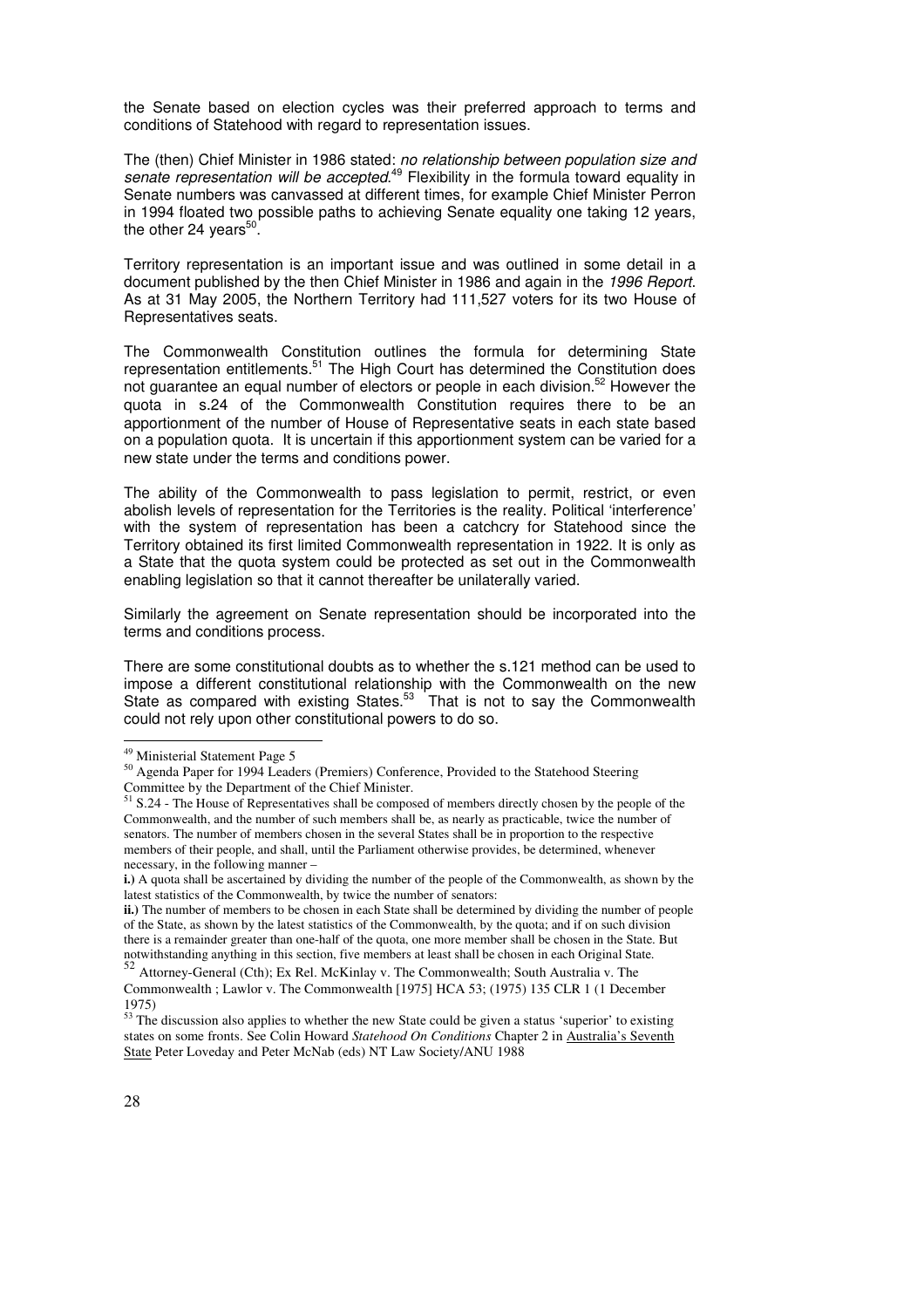the Senate based on election cycles was their preferred approach to terms and conditions of Statehood with regard to representation issues.

The (then) Chief Minister in 1986 stated: *no relationship between population size and senate representation will be accepted*.[49] Flexibility in the formula toward equality in Senate numbers was canvassed at different times, for example Chief Minister Perron in 1994 floated two possible paths to achieving Senate equality one taking 12 years, the other 24 years[50].

Territory representation is an important issue and was outlined in some detail in a document published by the then Chief Minister in 1986 and again in the *1996 Report*. As at 31 May 2005, the Northern Territory had 111,527 voters for its two House of Representatives seats.

The Commonwealth Constitution outlines the formula for determining State representation entitlements.[51] The High Court has determined the Constitution does not guarantee an equal number of electors or people in each division.[52] However the quota in s.24 of the Commonwealth Constitution requires there to be an apportionment of the number of House of Representative seats in each state based on a population quota. It is uncertain if this apportionment system can be varied for a new state under the terms and conditions power.

The ability of the Commonwealth to pass legislation to permit, restrict, or even abolish levels of representation for the Territories is the reality. Political 'interference' with the system of representation has been a catchcry for Statehood since the Territory obtained its first limited Commonwealth representation in 1922. It is only as a State that the quota system could be protected as set out in the Commonwealth enabling legislation so that it cannot thereafter be unilaterally varied.

Similarly the agreement on Senate representation should be incorporated into the terms and conditions process.

There are some constitutional doubts as to whether the s.121 method can be used to impose a different constitutional relationship with the Commonwealth on the new State as compared with existing States.[53] That is not to say the Commonwealth could not rely upon other constitutional powers to do so.

---

[49] Ministerial Statement Page 5

[50] Agenda Paper for 1994 Leaders (Premiers) Conference, Provided to the Statehood Steering Committee by the Department of the Chief Minister.

[51] S.24 - The House of Representatives shall be composed of members directly chosen by the people of the Commonwealth, and the number of such members shall be, as nearly as practicable, twice the number of senators. The number of members chosen in the several States shall be in proportion to the respective members of their people, and shall, until the Parliament otherwise provides, be determined, whenever necessary, in the following manner –

**i.)** A quota shall be ascertained by dividing the number of the people of the Commonwealth, as shown by the latest statistics of the Commonwealth, by twice the number of senators:

**ii.)** The number of members to be chosen in each State shall be determined by dividing the number of people of the State, as shown by the latest statistics of the Commonwealth, by the quota; and if on such division there is a remainder greater than one-half of the quota, one more member shall be chosen in the State. But notwithstanding anything in this section, five members at least shall be chosen in each Original State.

[52] Attorney-General (Cth); Ex Rel. McKinlay v. The Commonwealth; South Australia v. The Commonwealth ; Lawlor v. The Commonwealth [1975] HCA 53; (1975) 135 CLR 1 (1 December 1975)

[53] The discussion also applies to whether the new State could be given a status 'superior' to existing states on some fronts. See Colin Howard *Statehood On Conditions* Chapter 2 in Australia's Seventh State Peter Loveday and Peter McNab (eds) NT Law Society/ANU 1988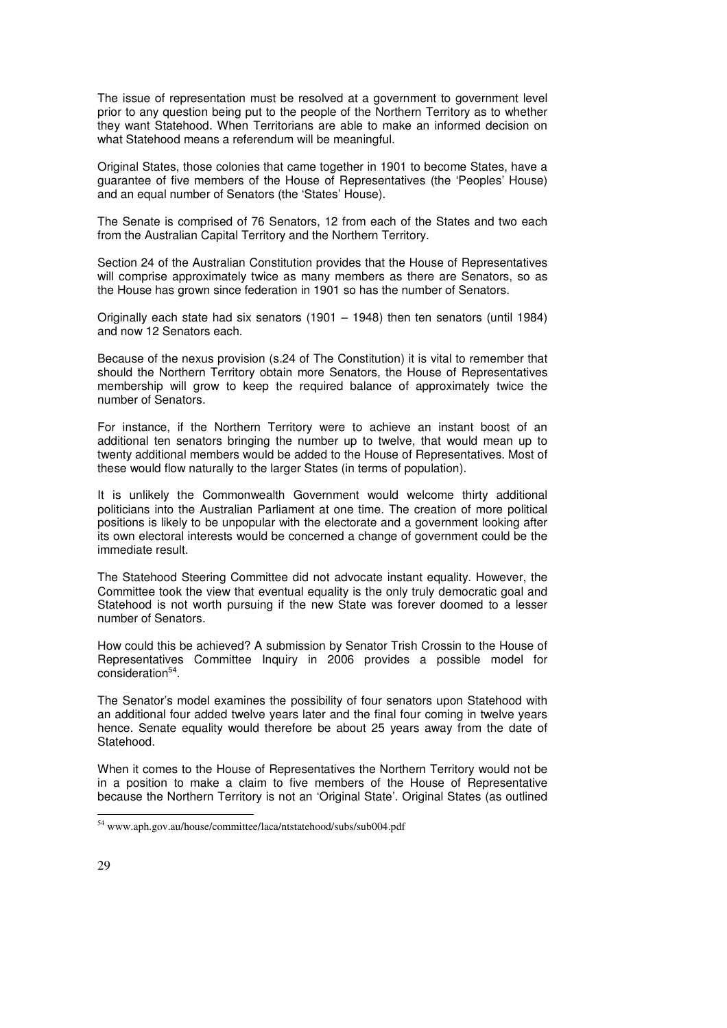The issue of representation must be resolved at a government to government level prior to any question being put to the people of the Northern Territory as to whether they want Statehood. When Territorians are able to make an informed decision on what Statehood means a referendum will be meaningful.

Original States, those colonies that came together in 1901 to become States, have a guarantee of five members of the House of Representatives (the 'Peoples' House) and an equal number of Senators (the 'States' House).

The Senate is comprised of 76 Senators, 12 from each of the States and two each from the Australian Capital Territory and the Northern Territory.

Section 24 of the Australian Constitution provides that the House of Representatives will comprise approximately twice as many members as there are Senators, so as the House has grown since federation in 1901 so has the number of Senators.

Originally each state had six senators (1901 – 1948) then ten senators (until 1984) and now 12 Senators each.

Because of the nexus provision (s.24 of The Constitution) it is vital to remember that should the Northern Territory obtain more Senators, the House of Representatives membership will grow to keep the required balance of approximately twice the number of Senators.

For instance, if the Northern Territory were to achieve an instant boost of an additional ten senators bringing the number up to twelve, that would mean up to twenty additional members would be added to the House of Representatives. Most of these would flow naturally to the larger States (in terms of population).

It is unlikely the Commonwealth Government would welcome thirty additional politicians into the Australian Parliament at one time. The creation of more political positions is likely to be unpopular with the electorate and a government looking after its own electoral interests would be concerned a change of government could be the immediate result.

The Statehood Steering Committee did not advocate instant equality. However, the Committee took the view that eventual equality is the only truly democratic goal and Statehood is not worth pursuing if the new State was forever doomed to a lesser number of Senators.

How could this be achieved? A submission by Senator Trish Crossin to the House of Representatives Committee Inquiry in 2006 provides a possible model for consideration[54].

The Senator's model examines the possibility of four senators upon Statehood with an additional four added twelve years later and the final four coming in twelve years hence. Senate equality would therefore be about 25 years away from the date of Statehood.

When it comes to the House of Representatives the Northern Territory would not be in a position to make a claim to five members of the House of Representative because the Northern Territory is not an 'Original State'. Original States (as outlined

[54] www.aph.gov.au/house/committee/laca/ntstatehood/subs/sub004.pdf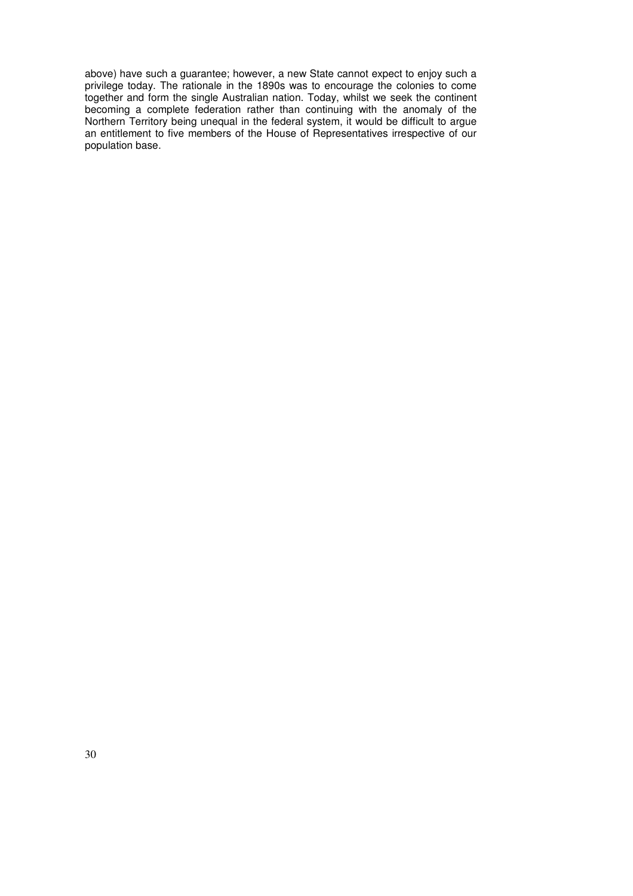above) have such a guarantee; however, a new State cannot expect to enjoy such a privilege today. The rationale in the 1890s was to encourage the colonies to come together and form the single Australian nation. Today, whilst we seek the continent becoming a complete federation rather than continuing with the anomaly of the Northern Territory being unequal in the federal system, it would be difficult to argue an entitlement to five members of the House of Representatives irrespective of our population base.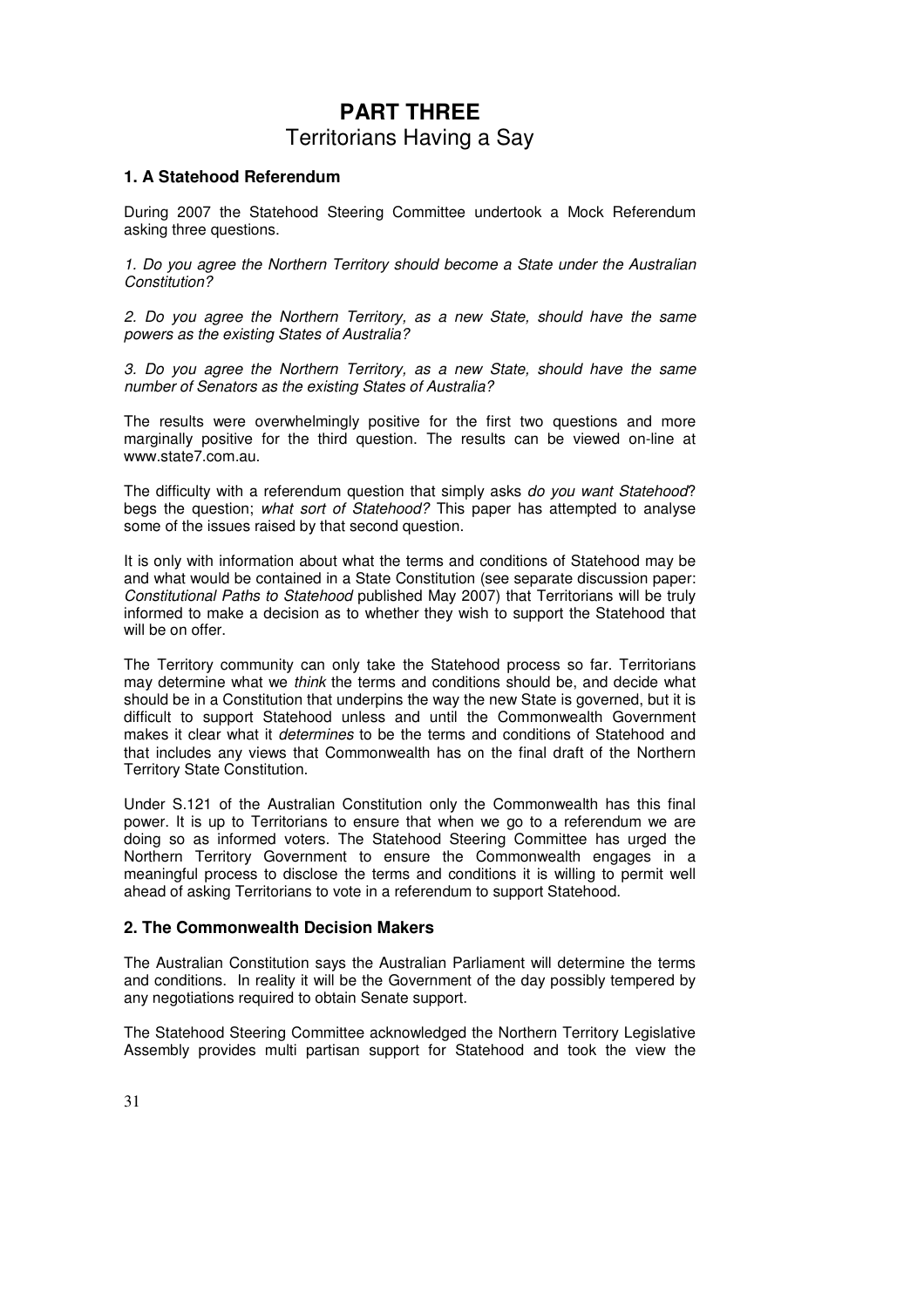# PART THREE
## Territorians Having a Say

### 1. A Statehood Referendum

During 2007 the Statehood Steering Committee undertook a Mock Referendum asking three questions.

*1. Do you agree the Northern Territory should become a State under the Australian Constitution?*

*2. Do you agree the Northern Territory, as a new State, should have the same powers as the existing States of Australia?*

*3. Do you agree the Northern Territory, as a new State, should have the same number of Senators as the existing States of Australia?*

The results were overwhelmingly positive for the first two questions and more marginally positive for the third question. The results can be viewed on-line at www.state7.com.au.

The difficulty with a referendum question that simply asks *do you want Statehood*? begs the question; *what sort of Statehood?* This paper has attempted to analyse some of the issues raised by that second question.

It is only with information about what the terms and conditions of Statehood may be and what would be contained in a State Constitution (see separate discussion paper: *Constitutional Paths to Statehood* published May 2007) that Territorians will be truly informed to make a decision as to whether they wish to support the Statehood that will be on offer.

The Territory community can only take the Statehood process so far. Territorians may determine what we *think* the terms and conditions should be, and decide what should be in a Constitution that underpins the way the new State is governed, but it is difficult to support Statehood unless and until the Commonwealth Government makes it clear what it *determines* to be the terms and conditions of Statehood and that includes any views that Commonwealth has on the final draft of the Northern Territory State Constitution.

Under S.121 of the Australian Constitution only the Commonwealth has this final power. It is up to Territorians to ensure that when we go to a referendum we are doing so as informed voters. The Statehood Steering Committee has urged the Northern Territory Government to ensure the Commonwealth engages in a meaningful process to disclose the terms and conditions it is willing to permit well ahead of asking Territorians to vote in a referendum to support Statehood.

### 2. The Commonwealth Decision Makers

The Australian Constitution says the Australian Parliament will determine the terms and conditions. In reality it will be the Government of the day possibly tempered by any negotiations required to obtain Senate support.

The Statehood Steering Committee acknowledged the Northern Territory Legislative Assembly provides multi partisan support for Statehood and took the view the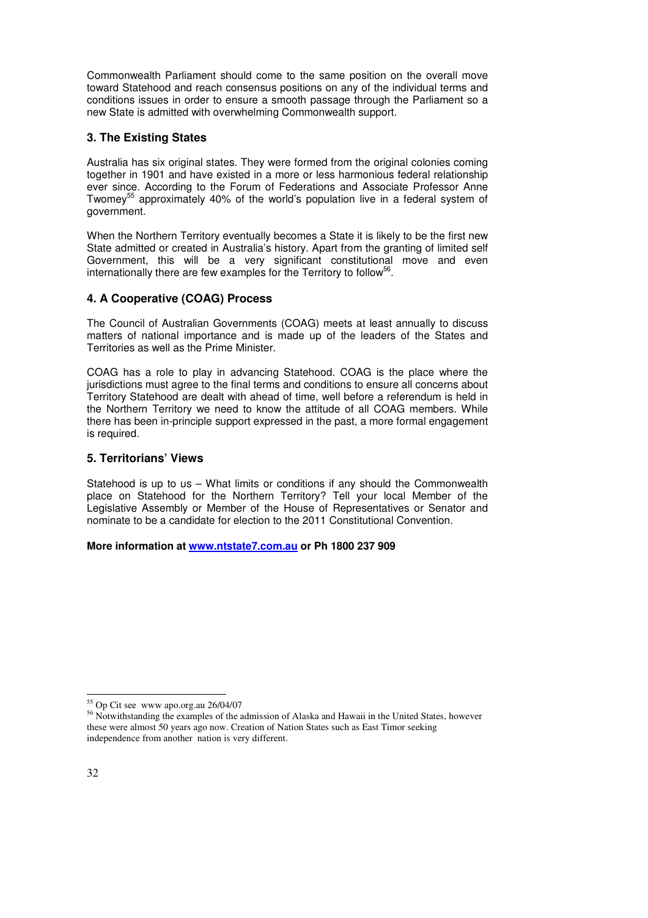Commonwealth Parliament should come to the same position on the overall move toward Statehood and reach consensus positions on any of the individual terms and conditions issues in order to ensure a smooth passage through the Parliament so a new State is admitted with overwhelming Commonwealth support.

### 3. The Existing States

Australia has six original states. They were formed from the original colonies coming together in 1901 and have existed in a more or less harmonious federal relationship ever since. According to the Forum of Federations and Associate Professor Anne Twomey[55] approximately 40% of the world's population live in a federal system of government.

When the Northern Territory eventually becomes a State it is likely to be the first new State admitted or created in Australia's history. Apart from the granting of limited self Government, this will be a very significant constitutional move and even internationally there are few examples for the Territory to follow[56].

### 4. A Cooperative (COAG) Process

The Council of Australian Governments (COAG) meets at least annually to discuss matters of national importance and is made up of the leaders of the States and Territories as well as the Prime Minister.

COAG has a role to play in advancing Statehood. COAG is the place where the jurisdictions must agree to the final terms and conditions to ensure all concerns about Territory Statehood are dealt with ahead of time, well before a referendum is held in the Northern Territory we need to know the attitude of all COAG members. While there has been in-principle support expressed in the past, a more formal engagement is required.

### 5. Territorians' Views

Statehood is up to us – What limits or conditions if any should the Commonwealth place on Statehood for the Northern Territory? Tell your local Member of the Legislative Assembly or Member of the House of Representatives or Senator and nominate to be a candidate for election to the 2011 Constitutional Convention.

**More information at [www.ntstate7.com.au](www.ntstate7.com.au) or Ph 1800 237 909**

---

[55] Op Cit see www apo.org.au 26/04/07

[56] Notwithstanding the examples of the admission of Alaska and Hawaii in the United States, however these were almost 50 years ago now. Creation of Nation States such as East Timor seeking independence from another nation is very different.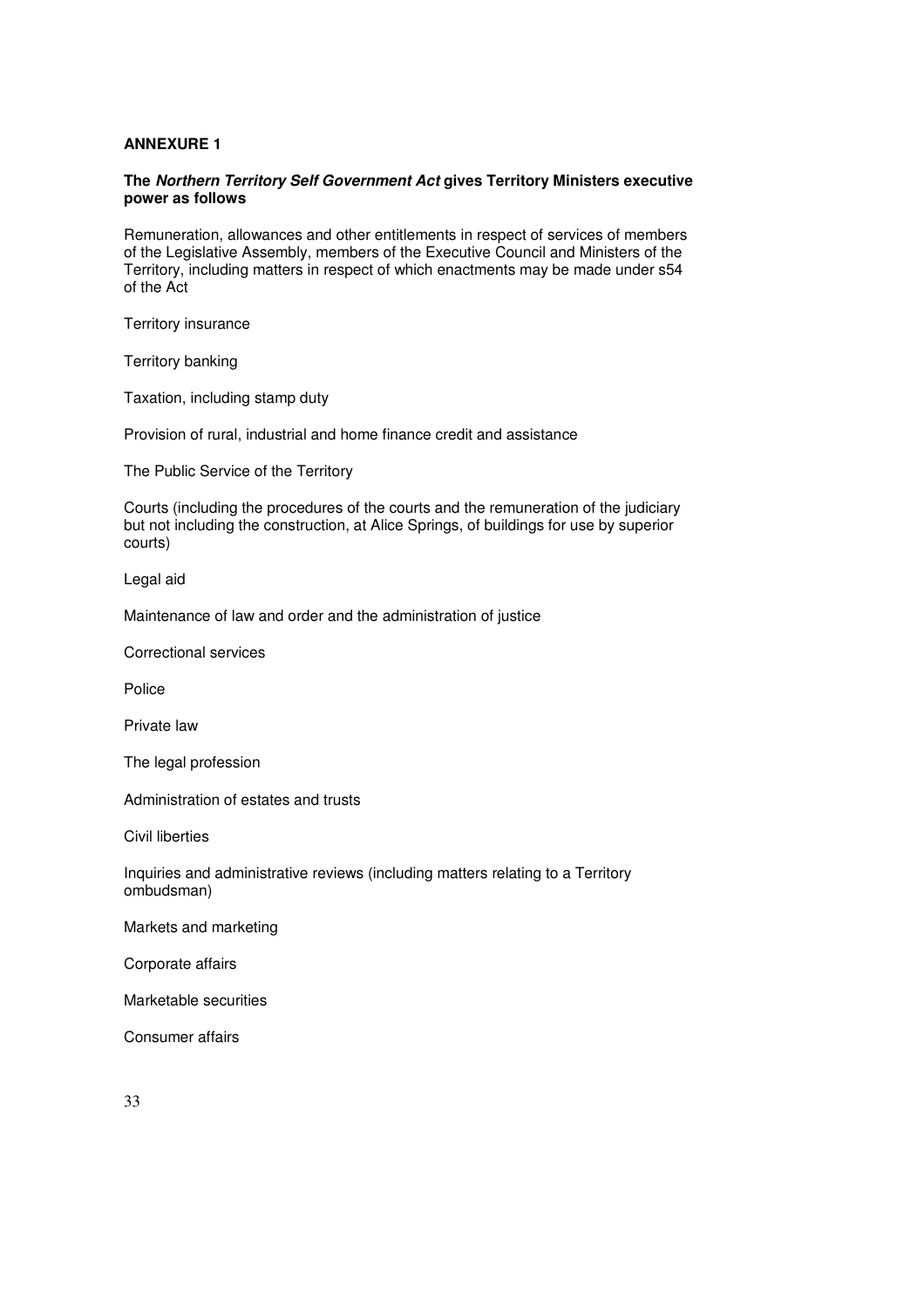**ANNEXURE 1**

**The *Northern Territory Self Government Act* gives Territory Ministers executive power as follows**

Remuneration, allowances and other entitlements in respect of services of members of the Legislative Assembly, members of the Executive Council and Ministers of the Territory, including matters in respect of which enactments may be made under s54 of the Act

Territory insurance

Territory banking

Taxation, including stamp duty

Provision of rural, industrial and home finance credit and assistance

The Public Service of the Territory

Courts (including the procedures of the courts and the remuneration of the judiciary but not including the construction, at Alice Springs, of buildings for use by superior courts)

Legal aid

Maintenance of law and order and the administration of justice

Correctional services

Police

Private law

The legal profession

Administration of estates and trusts

Civil liberties

Inquiries and administrative reviews (including matters relating to a Territory ombudsman)

Markets and marketing

Corporate affairs

Marketable securities

Consumer affairs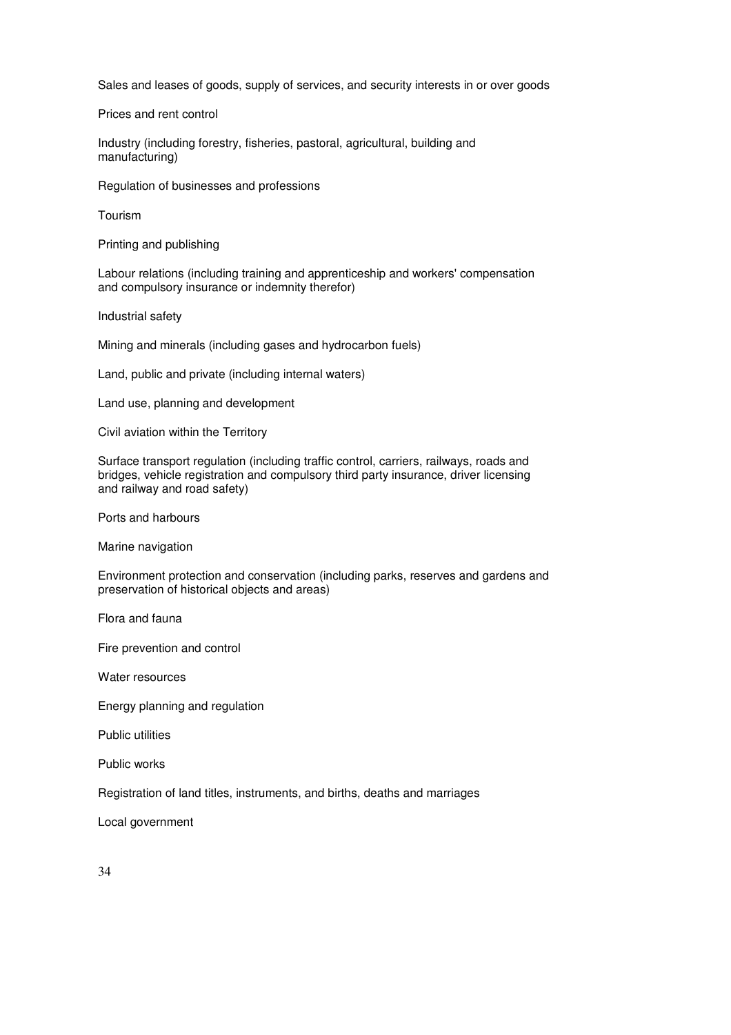Sales and leases of goods, supply of services, and security interests in or over goods

Prices and rent control

Industry (including forestry, fisheries, pastoral, agricultural, building and manufacturing)

Regulation of businesses and professions

Tourism

Printing and publishing

Labour relations (including training and apprenticeship and workers' compensation and compulsory insurance or indemnity therefor)

Industrial safety

Mining and minerals (including gases and hydrocarbon fuels)

Land, public and private (including internal waters)

Land use, planning and development

Civil aviation within the Territory

Surface transport regulation (including traffic control, carriers, railways, roads and bridges, vehicle registration and compulsory third party insurance, driver licensing and railway and road safety)

Ports and harbours

Marine navigation

Environment protection and conservation (including parks, reserves and gardens and preservation of historical objects and areas)

Flora and fauna

Fire prevention and control

Water resources

Energy planning and regulation

Public utilities

Public works

Registration of land titles, instruments, and births, deaths and marriages

Local government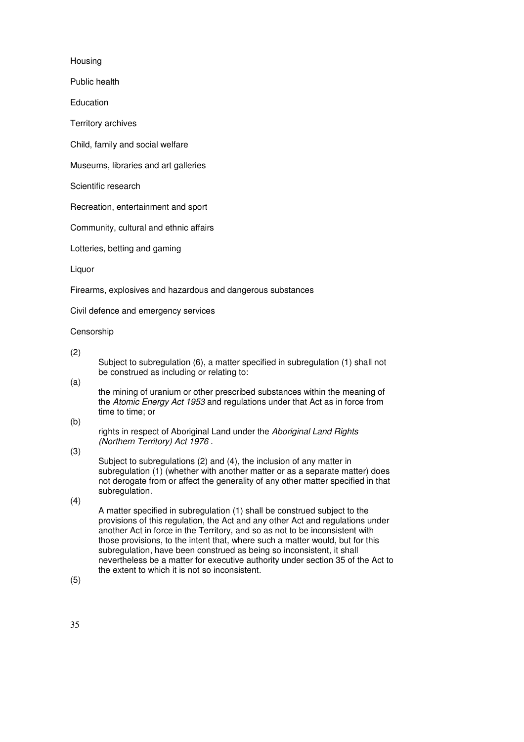Housing

Public health

Education

Territory archives

Child, family and social welfare

Museums, libraries and art galleries

Scientific research

Recreation, entertainment and sport

Community, cultural and ethnic affairs

Lotteries, betting and gaming

Liquor

Firearms, explosives and hazardous and dangerous substances

Civil defence and emergency services

Censorship

(2) Subject to subregulation (6), a matter specified in subregulation (1) shall not be construed as including or relating to:

(a) the mining of uranium or other prescribed substances within the meaning of the *Atomic Energy Act 1953* and regulations under that Act as in force from time to time; or

(b) rights in respect of Aboriginal Land under the *Aboriginal Land Rights (Northern Territory) Act 1976* .

(3) Subject to subregulations (2) and (4), the inclusion of any matter in subregulation (1) (whether with another matter or as a separate matter) does not derogate from or affect the generality of any other matter specified in that subregulation.

(4) A matter specified in subregulation (1) shall be construed subject to the provisions of this regulation, the Act and any other Act and regulations under another Act in force in the Territory, and so as not to be inconsistent with those provisions, to the intent that, where such a matter would, but for this subregulation, have been construed as being so inconsistent, it shall nevertheless be a matter for executive authority under section 35 of the Act to the extent to which it is not so inconsistent.

(5)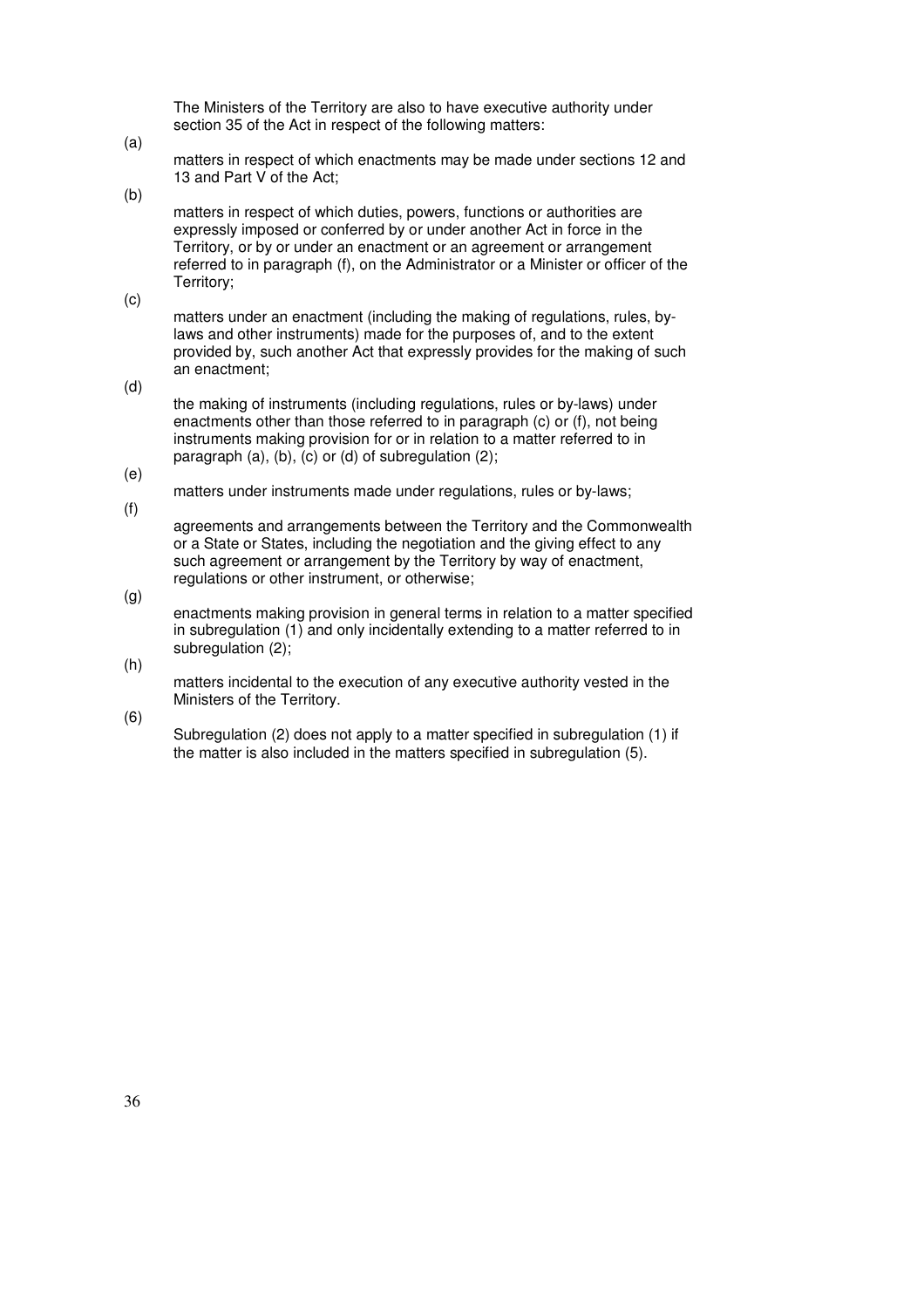The Ministers of the Territory are also to have executive authority under section 35 of the Act in respect of the following matters:

(a) matters in respect of which enactments may be made under sections 12 and 13 and Part V of the Act;

(b) matters in respect of which duties, powers, functions or authorities are expressly imposed or conferred by or under another Act in force in the Territory, or by or under an enactment or an agreement or arrangement referred to in paragraph (f), on the Administrator or a Minister or officer of the Territory;

(c) matters under an enactment (including the making of regulations, rules, by-laws and other instruments) made for the purposes of, and to the extent provided by, such another Act that expressly provides for the making of such an enactment;

(d) the making of instruments (including regulations, rules or by-laws) under enactments other than those referred to in paragraph (c) or (f), not being instruments making provision for or in relation to a matter referred to in paragraph (a), (b), (c) or (d) of subregulation (2);

(e) matters under instruments made under regulations, rules or by-laws;

(f) agreements and arrangements between the Territory and the Commonwealth or a State or States, including the negotiation and the giving effect to any such agreement or arrangement by the Territory by way of enactment, regulations or other instrument, or otherwise;

(g) enactments making provision in general terms in relation to a matter specified in subregulation (1) and only incidentally extending to a matter referred to in subregulation (2);

(h) matters incidental to the execution of any executive authority vested in the Ministers of the Territory.

(6) Subregulation (2) does not apply to a matter specified in subregulation (1) if the matter is also included in the matters specified in subregulation (5).